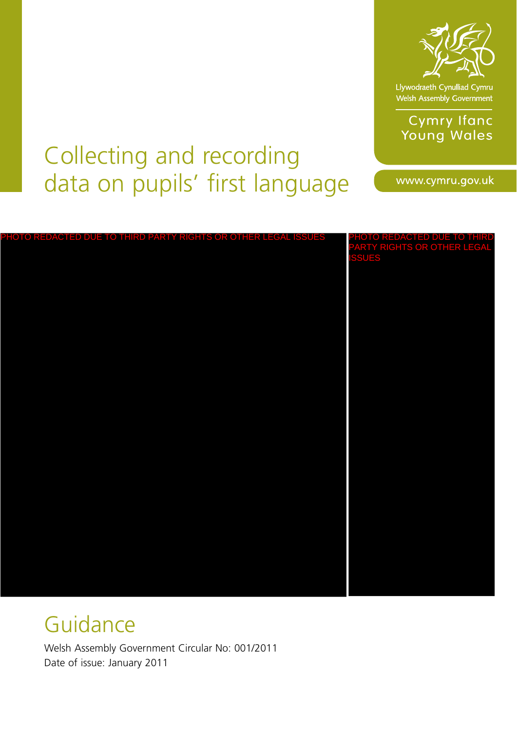Llywodraeth Cynulliad Cymru
Welsh Assembly Government

Cymry Ifanc
Young Wales

# Collecting and recording data on pupils' first language

www.cymru.gov.uk

PHOTO REDACTED DUE TO THIRD PARTY RIGHTS OR OTHER LEGAL ISSUES

PHOTO REDACTED DUE TO THIRD PARTY RIGHTS OR OTHER LEGAL ISSUES

## Guidance

Welsh Assembly Government Circular No: 001/2011
Date of issue: January 2011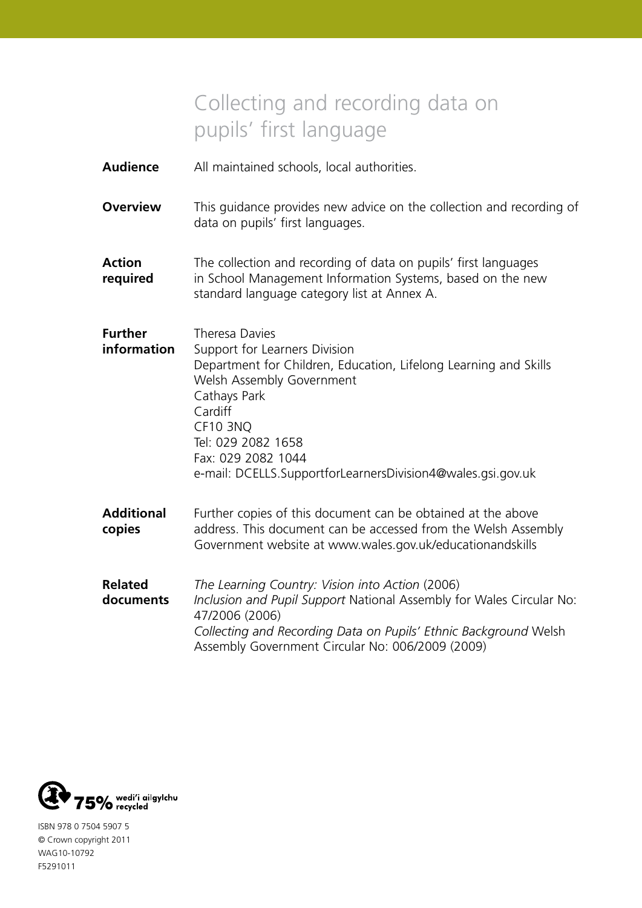# Collecting and recording data on pupils' first language

| | |
|---|---|
| **Audience** | All maintained schools, local authorities. |
| **Overview** | This guidance provides new advice on the collection and recording of data on pupils' first languages. |
| **Action required** | The collection and recording of data on pupils' first languages in School Management Information Systems, based on the new standard language category list at Annex A. |
| **Further information** | Theresa Davies<br>Support for Learners Division<br>Department for Children, Education, Lifelong Learning and Skills<br>Welsh Assembly Government<br>Cathays Park<br>Cardiff<br>CF10 3NQ<br>Tel: 029 2082 1658<br>Fax: 029 2082 1044<br>e-mail: DCELLS.SupportforLearnersDivision4@wales.gsi.gov.uk |
| **Additional copies** | Further copies of this document can be obtained at the above address. This document can be accessed from the Welsh Assembly Government website at www.wales.gov.uk/educationandskills |
| **Related documents** | *The Learning Country: Vision into Action* (2006)<br>*Inclusion and Pupil Support* National Assembly for Wales Circular No: 47/2006 (2006)<br>*Collecting and Recording Data on Pupils' Ethnic Background* Welsh Assembly Government Circular No: 006/2009 (2009) |

75% wedi'i ailgylchu recycled

ISBN 978 0 7504 5907 5
© Crown copyright 2011
WAG10-10792
F5291011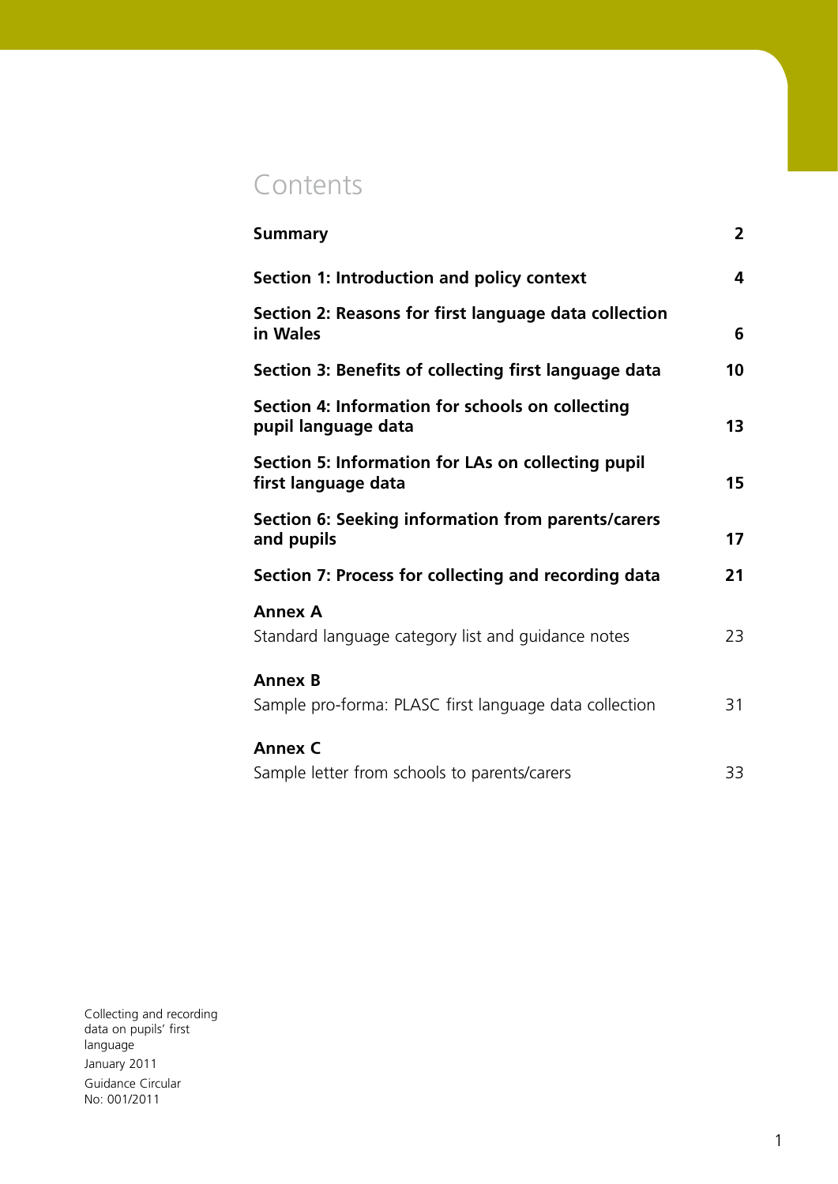# Contents

| | |
|---|---|
| **Summary** | **2** |
| **Section 1: Introduction and policy context** | **4** |
| **Section 2: Reasons for first language data collection in Wales** | **6** |
| **Section 3: Benefits of collecting first language data** | **10** |
| **Section 4: Information for schools on collecting pupil language data** | **13** |
| **Section 5: Information for LAs on collecting pupil first language data** | **15** |
| **Section 6: Seeking information from parents/carers and pupils** | **17** |
| **Section 7: Process for collecting and recording data** | **21** |
| **Annex A** Standard language category list and guidance notes | 23 |
| **Annex B** Sample pro-forma: PLASC first language data collection | 31 |
| **Annex C** Sample letter from schools to parents/carers | 33 |

Collecting and recording data on pupils' first language

January 2011

Guidance Circular No: 001/2011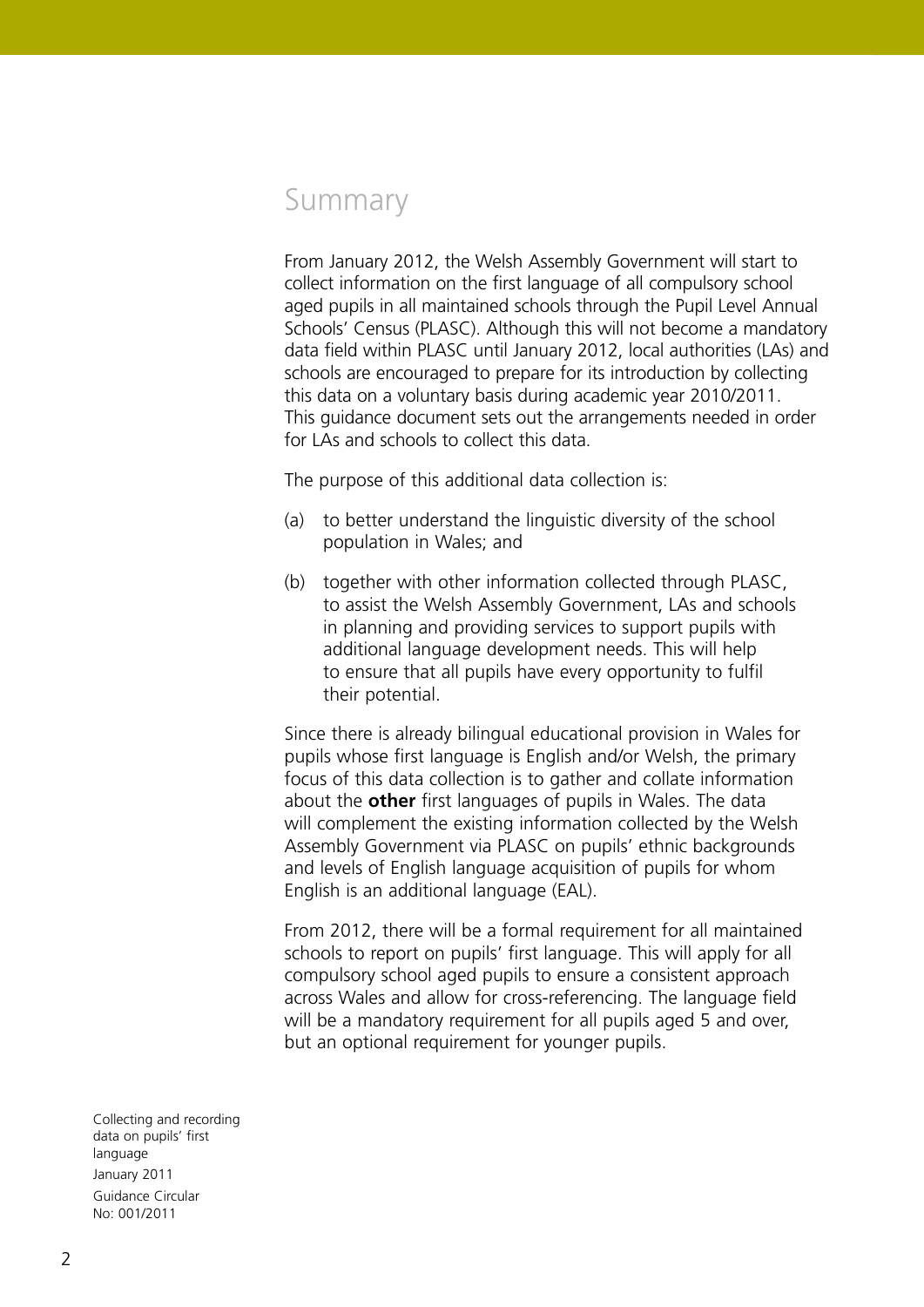## Summary

From January 2012, the Welsh Assembly Government will start to collect information on the first language of all compulsory school aged pupils in all maintained schools through the Pupil Level Annual Schools' Census (PLASC). Although this will not become a mandatory data field within PLASC until January 2012, local authorities (LAs) and schools are encouraged to prepare for its introduction by collecting this data on a voluntary basis during academic year 2010/2011. This guidance document sets out the arrangements needed in order for LAs and schools to collect this data.

The purpose of this additional data collection is:

(a) to better understand the linguistic diversity of the school population in Wales; and

(b) together with other information collected through PLASC, to assist the Welsh Assembly Government, LAs and schools in planning and providing services to support pupils with additional language development needs. This will help to ensure that all pupils have every opportunity to fulfil their potential.

Since there is already bilingual educational provision in Wales for pupils whose first language is English and/or Welsh, the primary focus of this data collection is to gather and collate information about the **other** first languages of pupils in Wales. The data will complement the existing information collected by the Welsh Assembly Government via PLASC on pupils' ethnic backgrounds and levels of English language acquisition of pupils for whom English is an additional language (EAL).

From 2012, there will be a formal requirement for all maintained schools to report on pupils' first language. This will apply for all compulsory school aged pupils to ensure a consistent approach across Wales and allow for cross-referencing. The language field will be a mandatory requirement for all pupils aged 5 and over, but an optional requirement for younger pupils.

Collecting and recording data on pupils' first language

January 2011

Guidance Circular No: 001/2011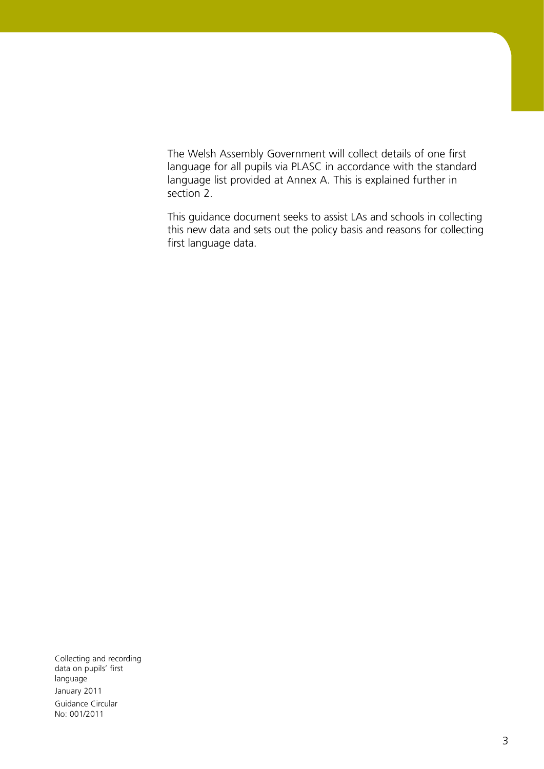The Welsh Assembly Government will collect details of one first language for all pupils via PLASC in accordance with the standard language list provided at Annex A. This is explained further in section 2.

This guidance document seeks to assist LAs and schools in collecting this new data and sets out the policy basis and reasons for collecting first language data.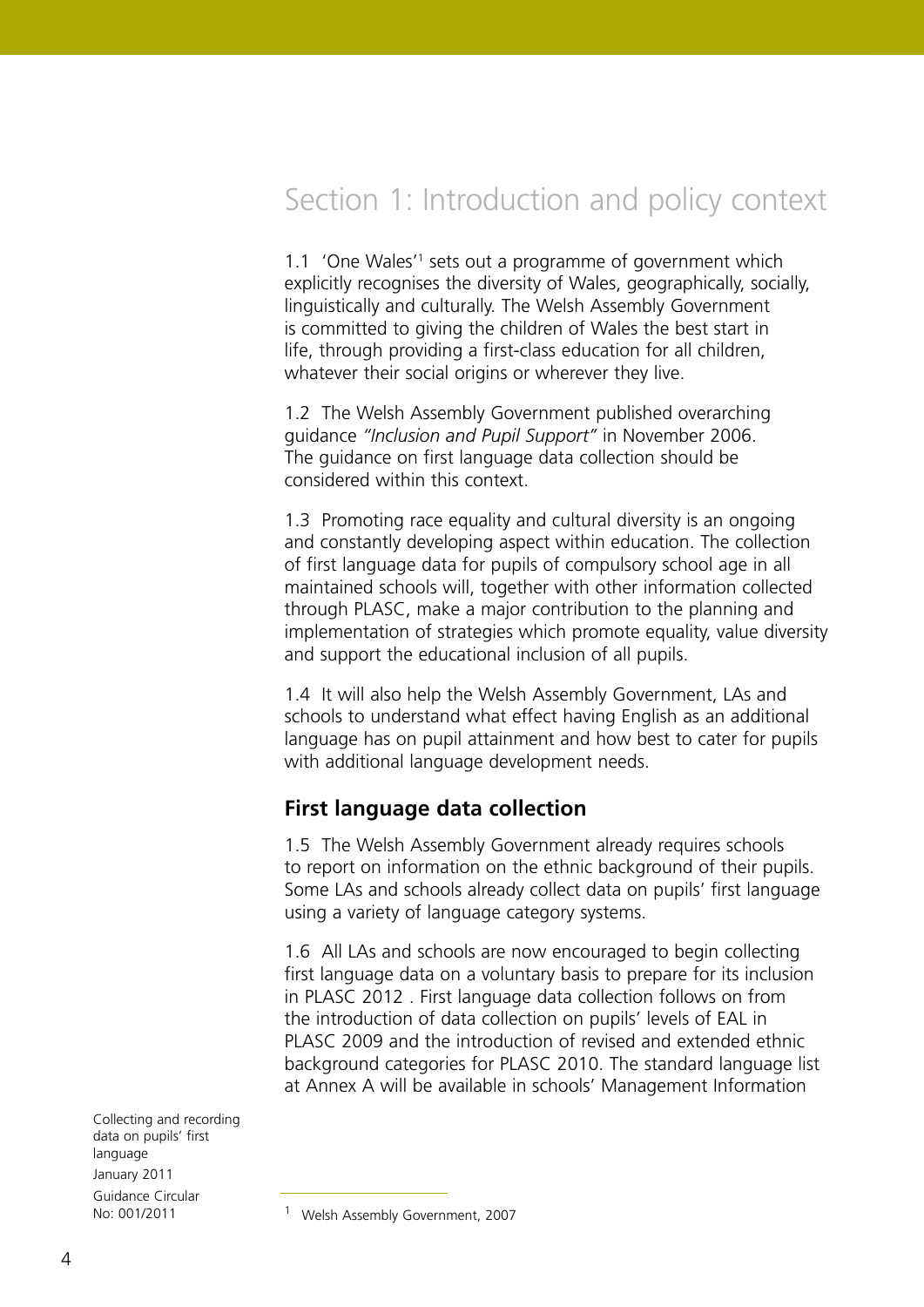# Section 1: Introduction and policy context

1.1 'One Wales'[1] sets out a programme of government which explicitly recognises the diversity of Wales, geographically, socially, linguistically and culturally. The Welsh Assembly Government is committed to giving the children of Wales the best start in life, through providing a first-class education for all children, whatever their social origins or wherever they live.

1.2 The Welsh Assembly Government published overarching guidance *"Inclusion and Pupil Support"* in November 2006. The guidance on first language data collection should be considered within this context.

1.3 Promoting race equality and cultural diversity is an ongoing and constantly developing aspect within education. The collection of first language data for pupils of compulsory school age in all maintained schools will, together with other information collected through PLASC, make a major contribution to the planning and implementation of strategies which promote equality, value diversity and support the educational inclusion of all pupils.

1.4 It will also help the Welsh Assembly Government, LAs and schools to understand what effect having English as an additional language has on pupil attainment and how best to cater for pupils with additional language development needs.

## First language data collection

1.5 The Welsh Assembly Government already requires schools to report on information on the ethnic background of their pupils. Some LAs and schools already collect data on pupils' first language using a variety of language category systems.

1.6 All LAs and schools are now encouraged to begin collecting first language data on a voluntary basis to prepare for its inclusion in PLASC 2012 . First language data collection follows on from the introduction of data collection on pupils' levels of EAL in PLASC 2009 and the introduction of revised and extended ethnic background categories for PLASC 2010. The standard language list at Annex A will be available in schools' Management Information

[1] Welsh Assembly Government, 2007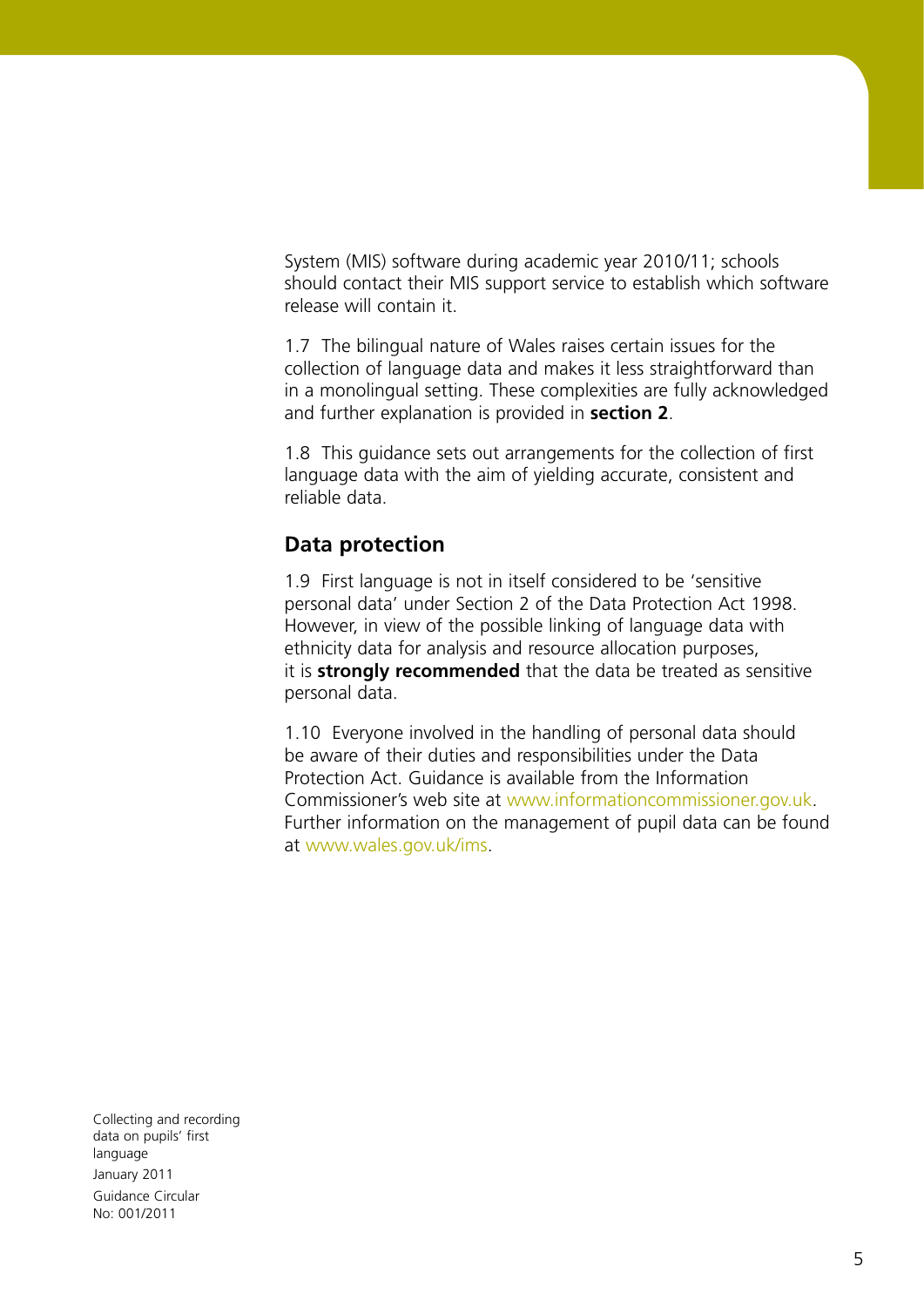System (MIS) software during academic year 2010/11; schools should contact their MIS support service to establish which software release will contain it.

1.7 The bilingual nature of Wales raises certain issues for the collection of language data and makes it less straightforward than in a monolingual setting. These complexities are fully acknowledged and further explanation is provided in **section 2**.

1.8 This guidance sets out arrangements for the collection of first language data with the aim of yielding accurate, consistent and reliable data.

## Data protection

1.9 First language is not in itself considered to be 'sensitive personal data' under Section 2 of the Data Protection Act 1998. However, in view of the possible linking of language data with ethnicity data for analysis and resource allocation purposes, it is **strongly recommended** that the data be treated as sensitive personal data.

1.10 Everyone involved in the handling of personal data should be aware of their duties and responsibilities under the Data Protection Act. Guidance is available from the Information Commissioner's web site at www.informationcommissioner.gov.uk. Further information on the management of pupil data can be found at www.wales.gov.uk/ims.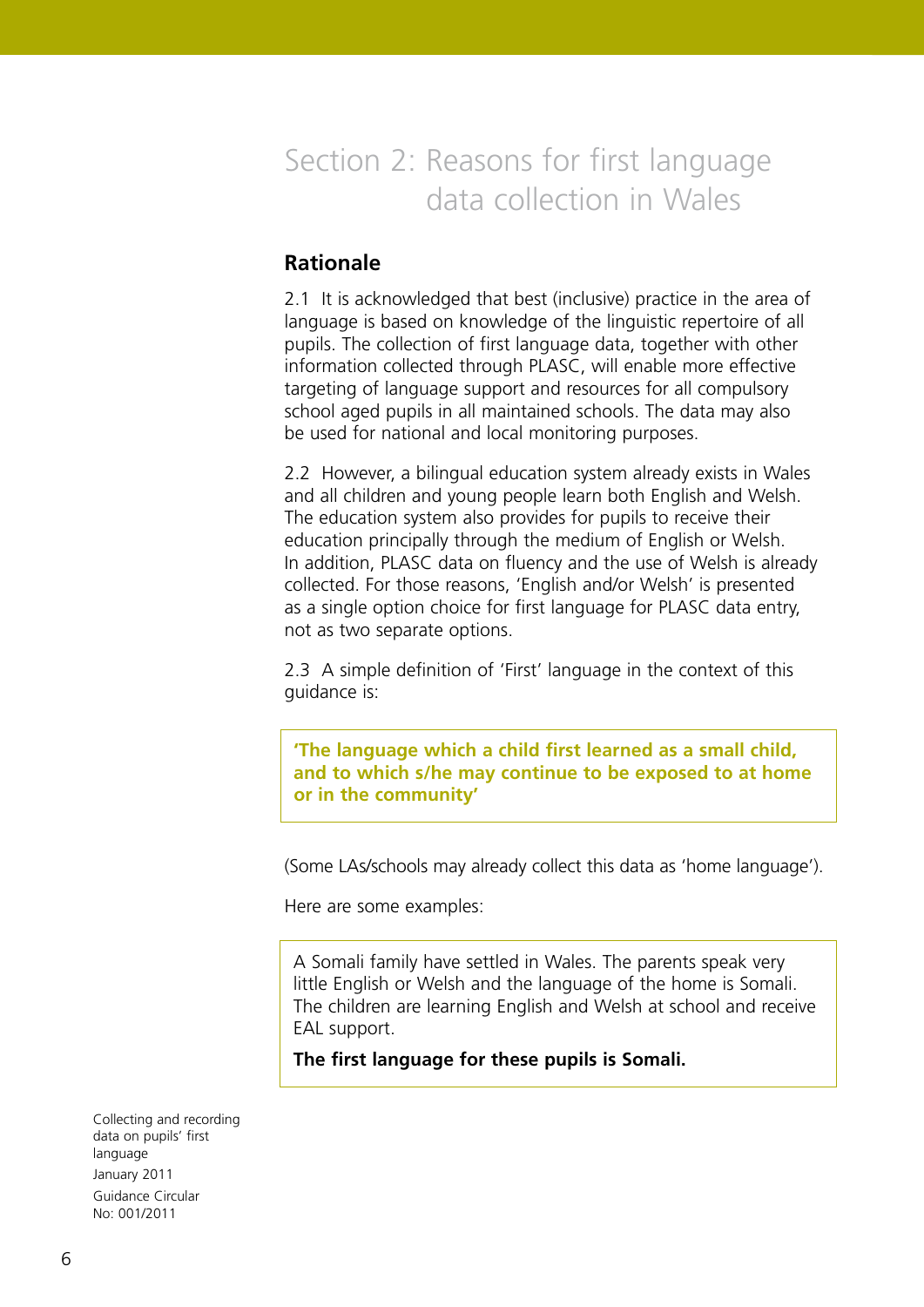# Section 2: Reasons for first language data collection in Wales

## Rationale

2.1 It is acknowledged that best (inclusive) practice in the area of language is based on knowledge of the linguistic repertoire of all pupils. The collection of first language data, together with other information collected through PLASC, will enable more effective targeting of language support and resources for all compulsory school aged pupils in all maintained schools. The data may also be used for national and local monitoring purposes.

2.2 However, a bilingual education system already exists in Wales and all children and young people learn both English and Welsh. The education system also provides for pupils to receive their education principally through the medium of English or Welsh. In addition, PLASC data on fluency and the use of Welsh is already collected. For those reasons, 'English and/or Welsh' is presented as a single option choice for first language for PLASC data entry, not as two separate options.

2.3 A simple definition of 'First' language in the context of this guidance is:

> **'The language which a child first learned as a small child, and to which s/he may continue to be exposed to at home or in the community'**

(Some LAs/schools may already collect this data as 'home language').

Here are some examples:

> A Somali family have settled in Wales. The parents speak very little English or Welsh and the language of the home is Somali. The children are learning English and Welsh at school and receive EAL support.
>
> **The first language for these pupils is Somali.**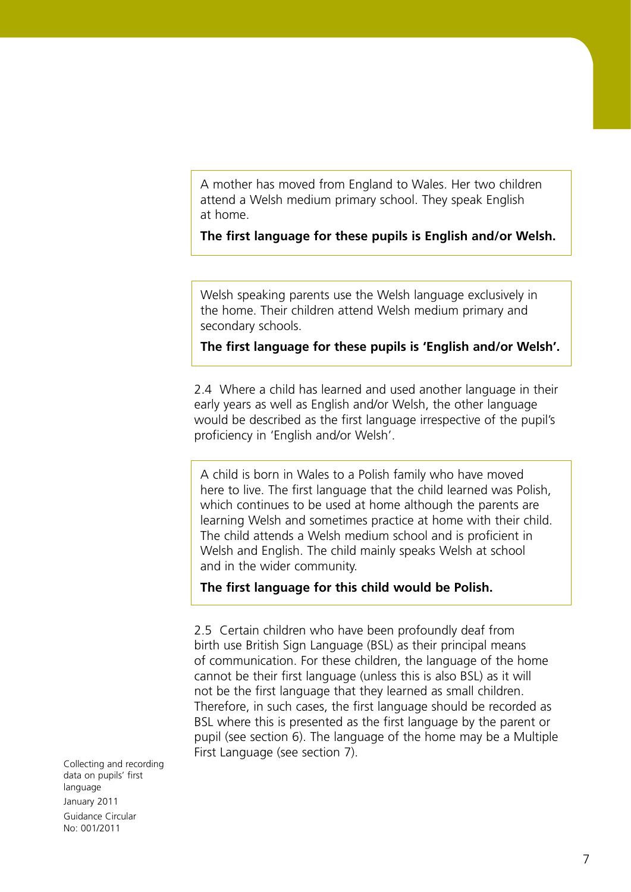> A mother has moved from England to Wales. Her two children attend a Welsh medium primary school. They speak English at home.
>
> **The first language for these pupils is English and/or Welsh.**

> Welsh speaking parents use the Welsh language exclusively in the home. Their children attend Welsh medium primary and secondary schools.
>
> **The first language for these pupils is 'English and/or Welsh'.**

2.4 Where a child has learned and used another language in their early years as well as English and/or Welsh, the other language would be described as the first language irrespective of the pupil's proficiency in 'English and/or Welsh'.

> A child is born in Wales to a Polish family who have moved here to live. The first language that the child learned was Polish, which continues to be used at home although the parents are learning Welsh and sometimes practice at home with their child. The child attends a Welsh medium school and is proficient in Welsh and English. The child mainly speaks Welsh at school and in the wider community.
>
> **The first language for this child would be Polish.**

2.5 Certain children who have been profoundly deaf from birth use British Sign Language (BSL) as their principal means of communication. For these children, the language of the home cannot be their first language (unless this is also BSL) as it will not be the first language that they learned as small children. Therefore, in such cases, the first language should be recorded as BSL where this is presented as the first language by the parent or pupil (see section 6). The language of the home may be a Multiple First Language (see section 7).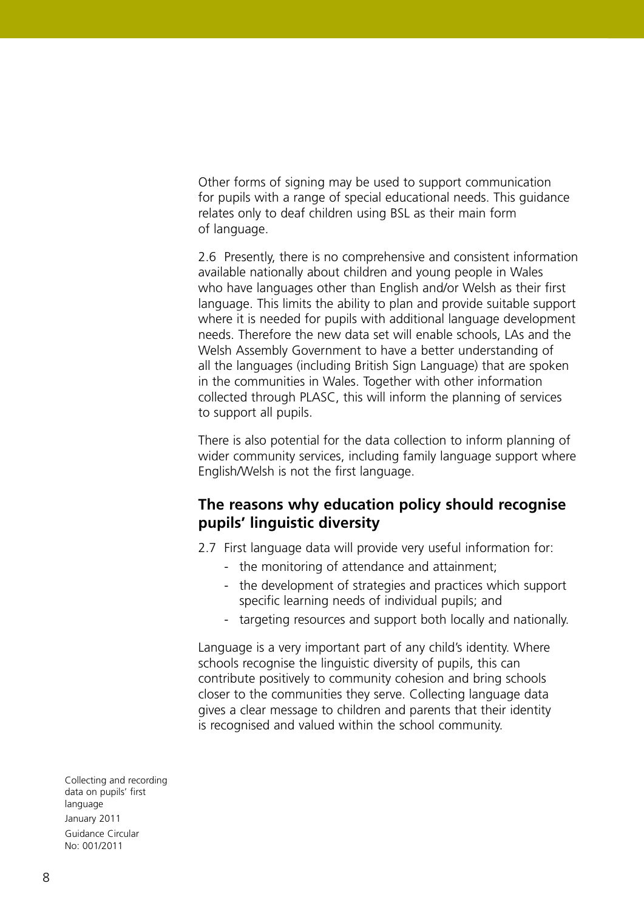Other forms of signing may be used to support communication for pupils with a range of special educational needs. This guidance relates only to deaf children using BSL as their main form of language.

2.6 Presently, there is no comprehensive and consistent information available nationally about children and young people in Wales who have languages other than English and/or Welsh as their first language. This limits the ability to plan and provide suitable support where it is needed for pupils with additional language development needs. Therefore the new data set will enable schools, LAs and the Welsh Assembly Government to have a better understanding of all the languages (including British Sign Language) that are spoken in the communities in Wales. Together with other information collected through PLASC, this will inform the planning of services to support all pupils.

There is also potential for the data collection to inform planning of wider community services, including family language support where English/Welsh is not the first language.

## The reasons why education policy should recognise pupils' linguistic diversity

2.7 First language data will provide very useful information for:

- the monitoring of attendance and attainment;
- the development of strategies and practices which support specific learning needs of individual pupils; and
- targeting resources and support both locally and nationally.

Language is a very important part of any child's identity. Where schools recognise the linguistic diversity of pupils, this can contribute positively to community cohesion and bring schools closer to the communities they serve. Collecting language data gives a clear message to children and parents that their identity is recognised and valued within the school community.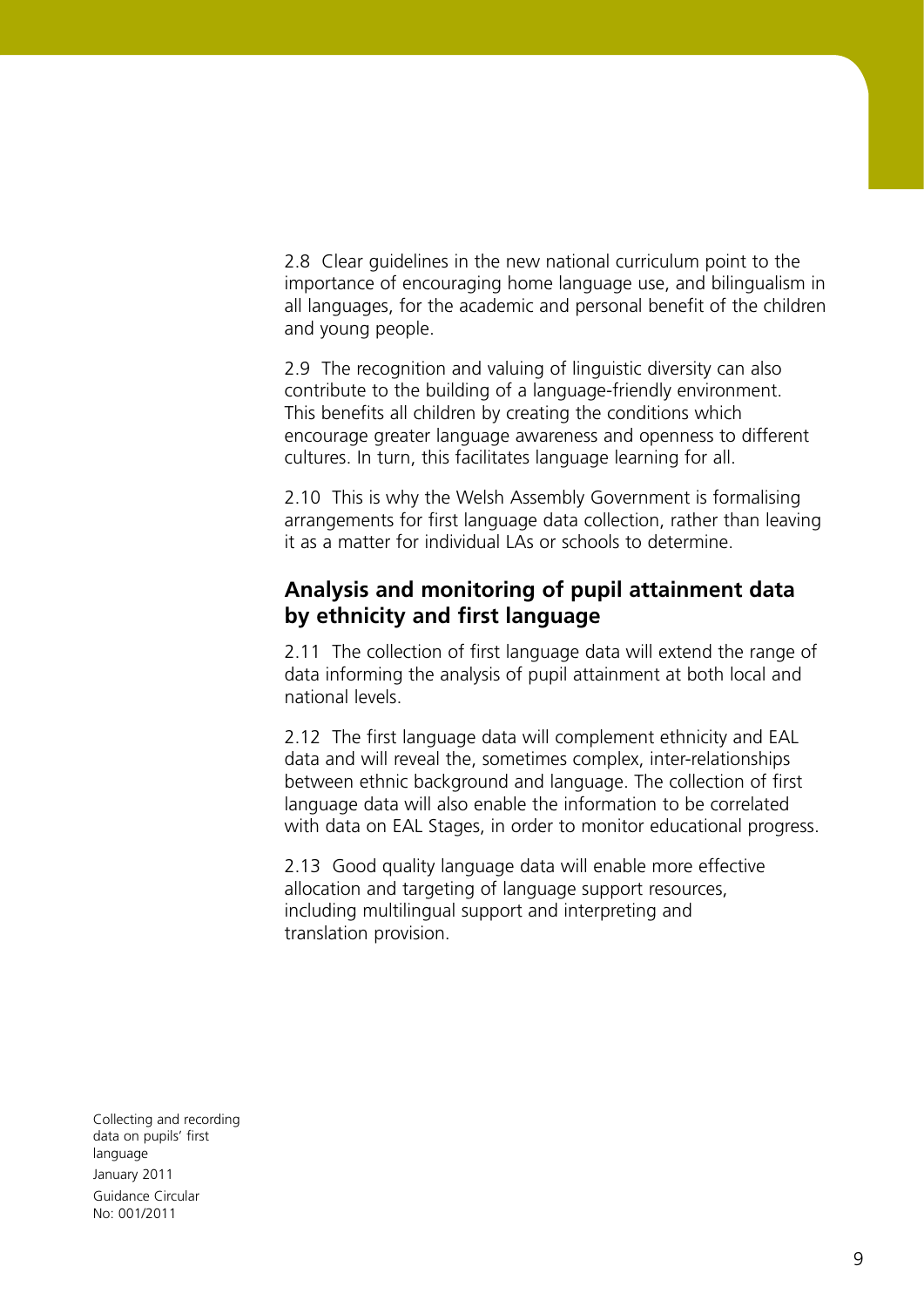2.8 Clear guidelines in the new national curriculum point to the importance of encouraging home language use, and bilingualism in all languages, for the academic and personal benefit of the children and young people.

2.9 The recognition and valuing of linguistic diversity can also contribute to the building of a language-friendly environment. This benefits all children by creating the conditions which encourage greater language awareness and openness to different cultures. In turn, this facilitates language learning for all.

2.10 This is why the Welsh Assembly Government is formalising arrangements for first language data collection, rather than leaving it as a matter for individual LAs or schools to determine.

## Analysis and monitoring of pupil attainment data by ethnicity and first language

2.11 The collection of first language data will extend the range of data informing the analysis of pupil attainment at both local and national levels.

2.12 The first language data will complement ethnicity and EAL data and will reveal the, sometimes complex, inter-relationships between ethnic background and language. The collection of first language data will also enable the information to be correlated with data on EAL Stages, in order to monitor educational progress.

2.13 Good quality language data will enable more effective allocation and targeting of language support resources, including multilingual support and interpreting and translation provision.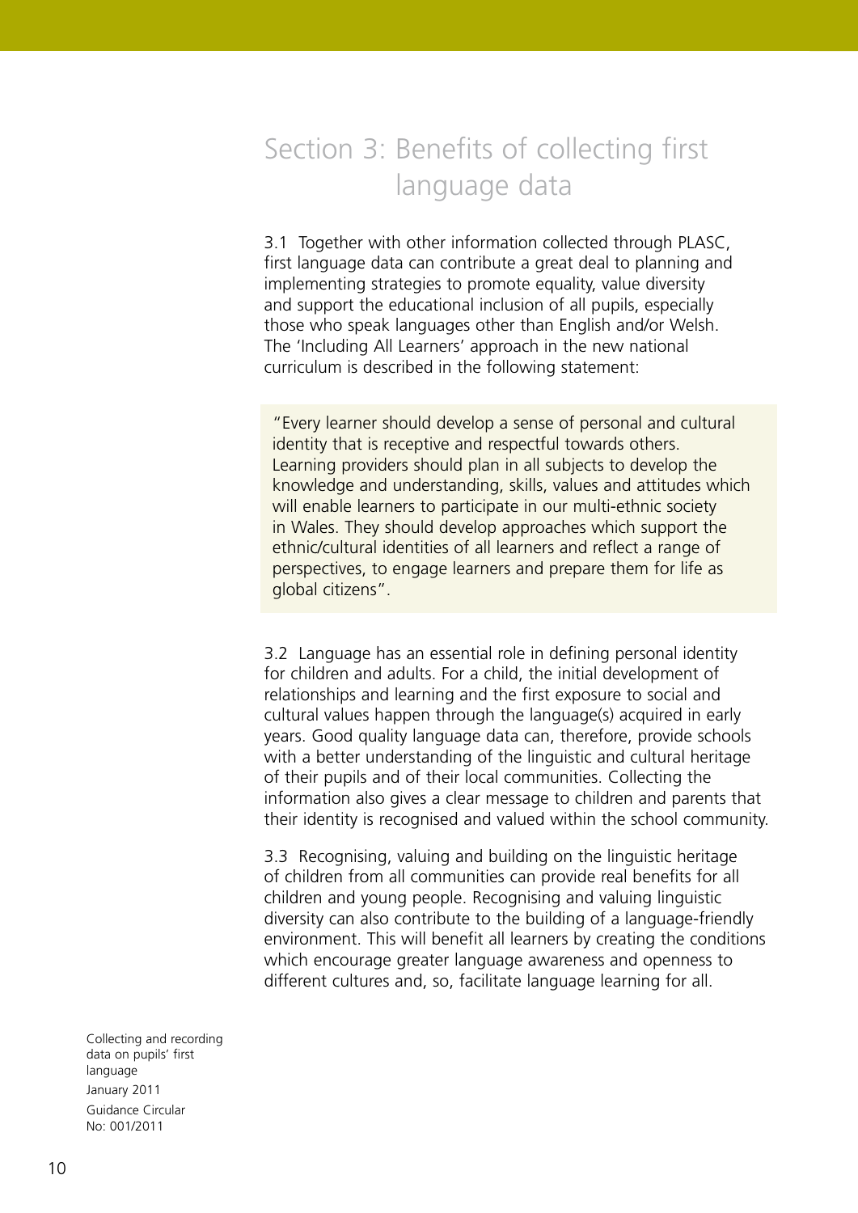# Section 3: Benefits of collecting first language data

3.1 Together with other information collected through PLASC, first language data can contribute a great deal to planning and implementing strategies to promote equality, value diversity and support the educational inclusion of all pupils, especially those who speak languages other than English and/or Welsh. The 'Including All Learners' approach in the new national curriculum is described in the following statement:

> "Every learner should develop a sense of personal and cultural identity that is receptive and respectful towards others. Learning providers should plan in all subjects to develop the knowledge and understanding, skills, values and attitudes which will enable learners to participate in our multi-ethnic society in Wales. They should develop approaches which support the ethnic/cultural identities of all learners and reflect a range of perspectives, to engage learners and prepare them for life as global citizens".

3.2 Language has an essential role in defining personal identity for children and adults. For a child, the initial development of relationships and learning and the first exposure to social and cultural values happen through the language(s) acquired in early years. Good quality language data can, therefore, provide schools with a better understanding of the linguistic and cultural heritage of their pupils and of their local communities. Collecting the information also gives a clear message to children and parents that their identity is recognised and valued within the school community.

3.3 Recognising, valuing and building on the linguistic heritage of children from all communities can provide real benefits for all children and young people. Recognising and valuing linguistic diversity can also contribute to the building of a language-friendly environment. This will benefit all learners by creating the conditions which encourage greater language awareness and openness to different cultures and, so, facilitate language learning for all.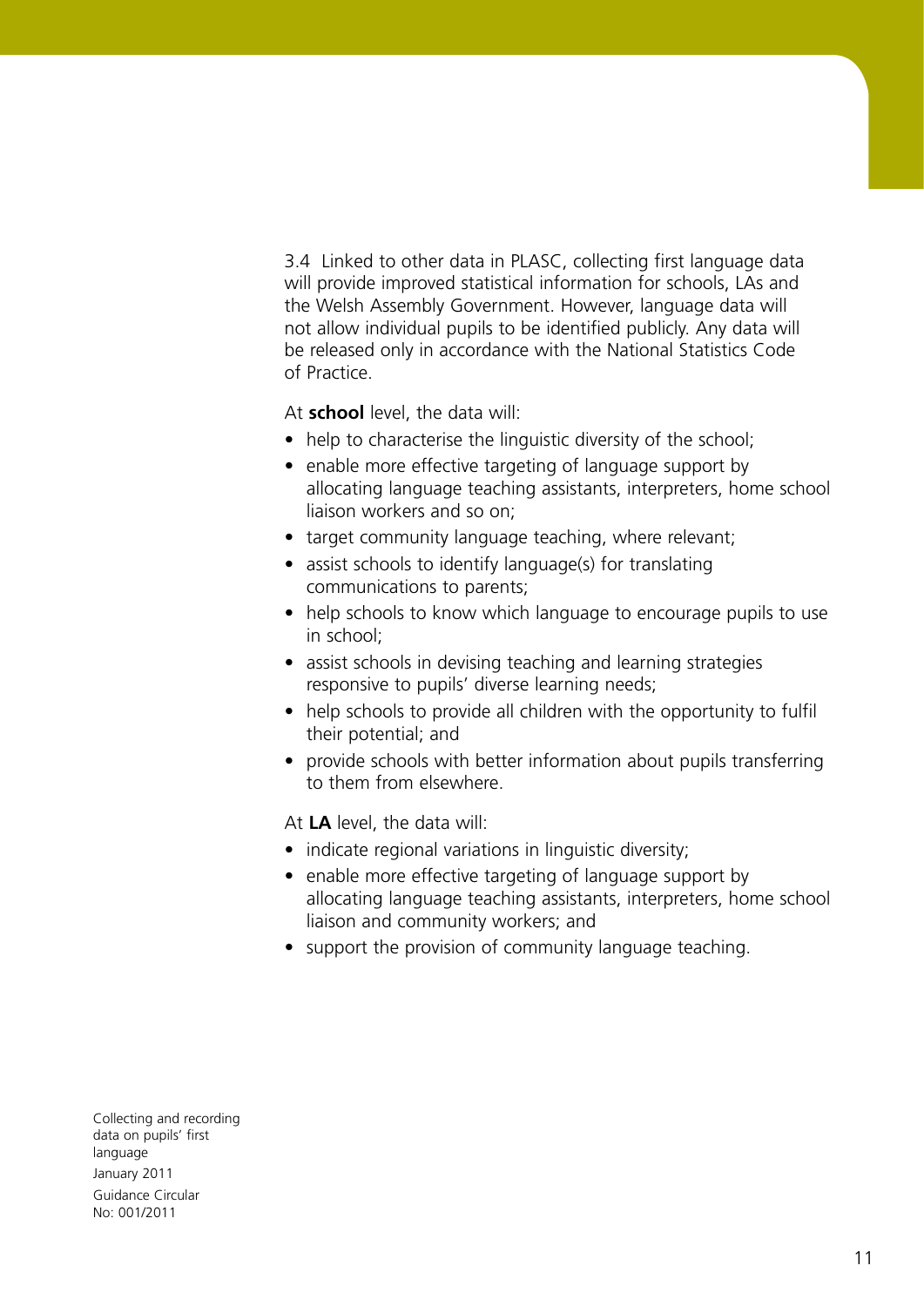3.4 Linked to other data in PLASC, collecting first language data will provide improved statistical information for schools, LAs and the Welsh Assembly Government. However, language data will not allow individual pupils to be identified publicly. Any data will be released only in accordance with the National Statistics Code of Practice.

At **school** level, the data will:

- help to characterise the linguistic diversity of the school;
- enable more effective targeting of language support by allocating language teaching assistants, interpreters, home school liaison workers and so on;
- target community language teaching, where relevant;
- assist schools to identify language(s) for translating communications to parents;
- help schools to know which language to encourage pupils to use in school;
- assist schools in devising teaching and learning strategies responsive to pupils' diverse learning needs;
- help schools to provide all children with the opportunity to fulfil their potential; and
- provide schools with better information about pupils transferring to them from elsewhere.

At **LA** level, the data will:

- indicate regional variations in linguistic diversity;
- enable more effective targeting of language support by allocating language teaching assistants, interpreters, home school liaison and community workers; and
- support the provision of community language teaching.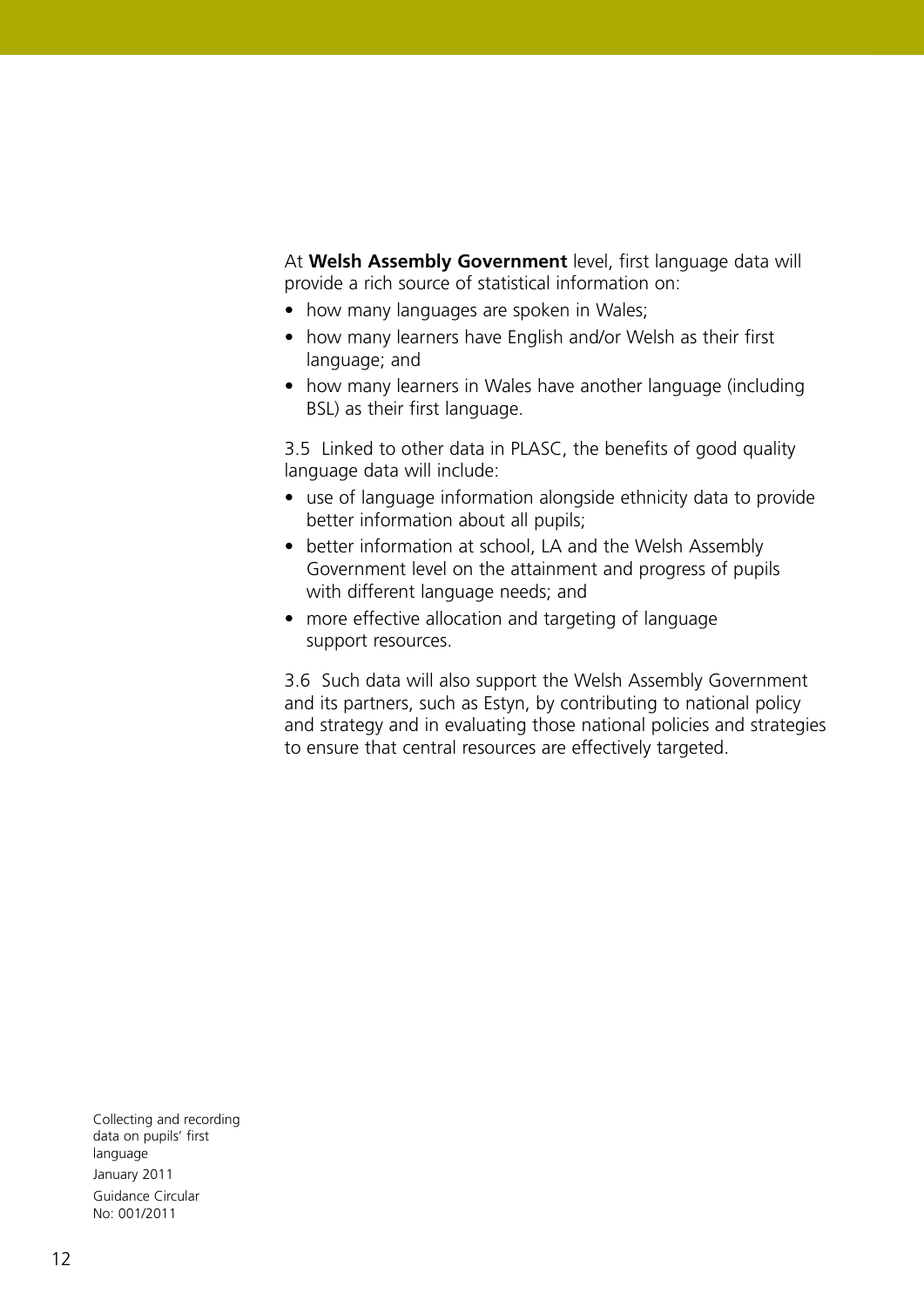At **Welsh Assembly Government** level, first language data will provide a rich source of statistical information on:

- how many languages are spoken in Wales;
- how many learners have English and/or Welsh as their first language; and
- how many learners in Wales have another language (including BSL) as their first language.

3.5 Linked to other data in PLASC, the benefits of good quality language data will include:

- use of language information alongside ethnicity data to provide better information about all pupils;
- better information at school, LA and the Welsh Assembly Government level on the attainment and progress of pupils with different language needs; and
- more effective allocation and targeting of language support resources.

3.6 Such data will also support the Welsh Assembly Government and its partners, such as Estyn, by contributing to national policy and strategy and in evaluating those national policies and strategies to ensure that central resources are effectively targeted.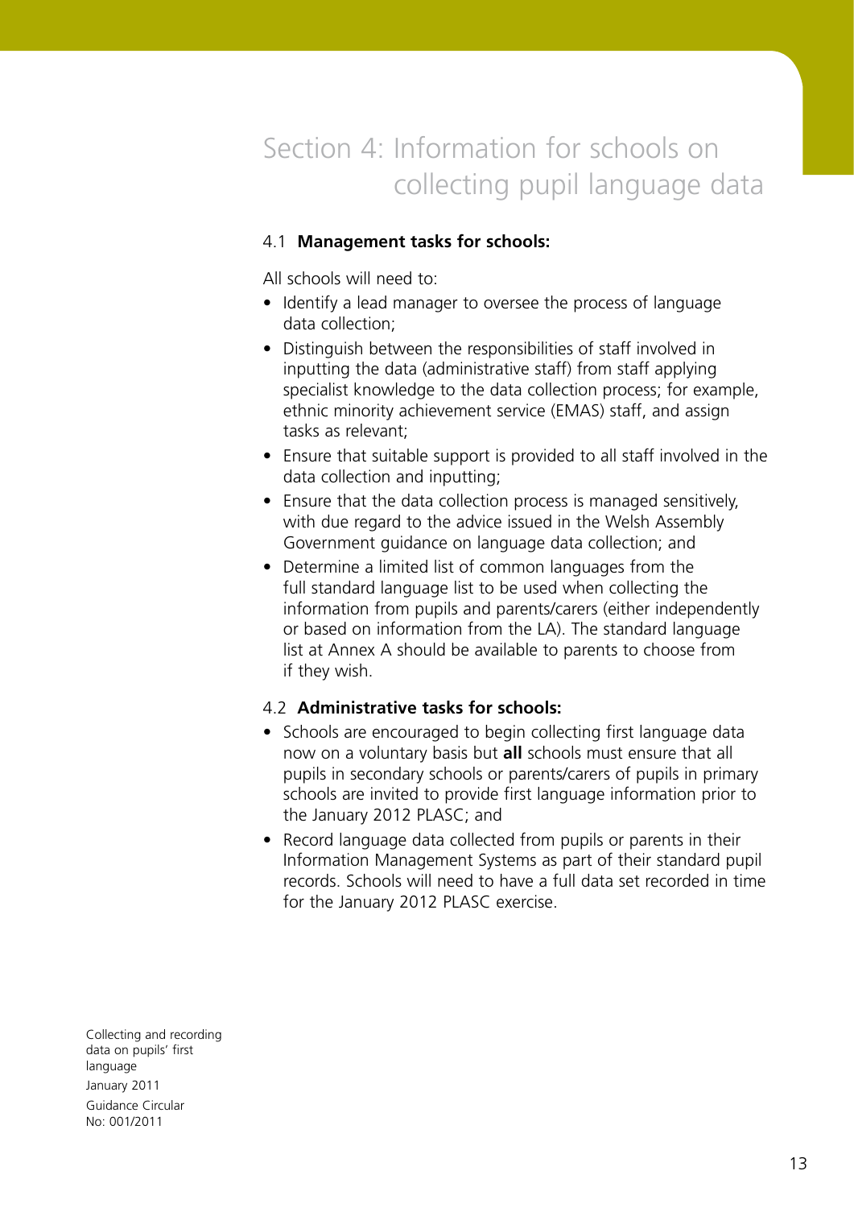# Section 4: Information for schools on collecting pupil language data

## 4.1 **Management tasks for schools:**

All schools will need to:

- Identify a lead manager to oversee the process of language data collection;
- Distinguish between the responsibilities of staff involved in inputting the data (administrative staff) from staff applying specialist knowledge to the data collection process; for example, ethnic minority achievement service (EMAS) staff, and assign tasks as relevant;
- Ensure that suitable support is provided to all staff involved in the data collection and inputting;
- Ensure that the data collection process is managed sensitively, with due regard to the advice issued in the Welsh Assembly Government guidance on language data collection; and
- Determine a limited list of common languages from the full standard language list to be used when collecting the information from pupils and parents/carers (either independently or based on information from the LA). The standard language list at Annex A should be available to parents to choose from if they wish.

## 4.2 **Administrative tasks for schools:**

- Schools are encouraged to begin collecting first language data now on a voluntary basis but **all** schools must ensure that all pupils in secondary schools or parents/carers of pupils in primary schools are invited to provide first language information prior to the January 2012 PLASC; and
- Record language data collected from pupils or parents in their Information Management Systems as part of their standard pupil records. Schools will need to have a full data set recorded in time for the January 2012 PLASC exercise.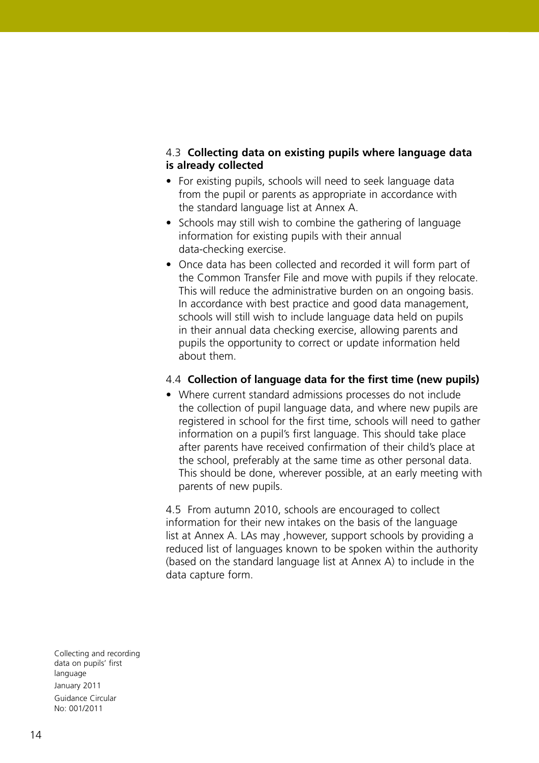### 4.3 **Collecting data on existing pupils where language data is already collected**

- For existing pupils, schools will need to seek language data from the pupil or parents as appropriate in accordance with the standard language list at Annex A.
- Schools may still wish to combine the gathering of language information for existing pupils with their annual data-checking exercise.
- Once data has been collected and recorded it will form part of the Common Transfer File and move with pupils if they relocate. This will reduce the administrative burden on an ongoing basis. In accordance with best practice and good data management, schools will still wish to include language data held on pupils in their annual data checking exercise, allowing parents and pupils the opportunity to correct or update information held about them.

### 4.4 **Collection of language data for the first time (new pupils)**

- Where current standard admissions processes do not include the collection of pupil language data, and where new pupils are registered in school for the first time, schools will need to gather information on a pupil's first language. This should take place after parents have received confirmation of their child's place at the school, preferably at the same time as other personal data. This should be done, wherever possible, at an early meeting with parents of new pupils.

4.5 From autumn 2010, schools are encouraged to collect information for their new intakes on the basis of the language list at Annex A. LAs may ,however, support schools by providing a reduced list of languages known to be spoken within the authority (based on the standard language list at Annex A) to include in the data capture form.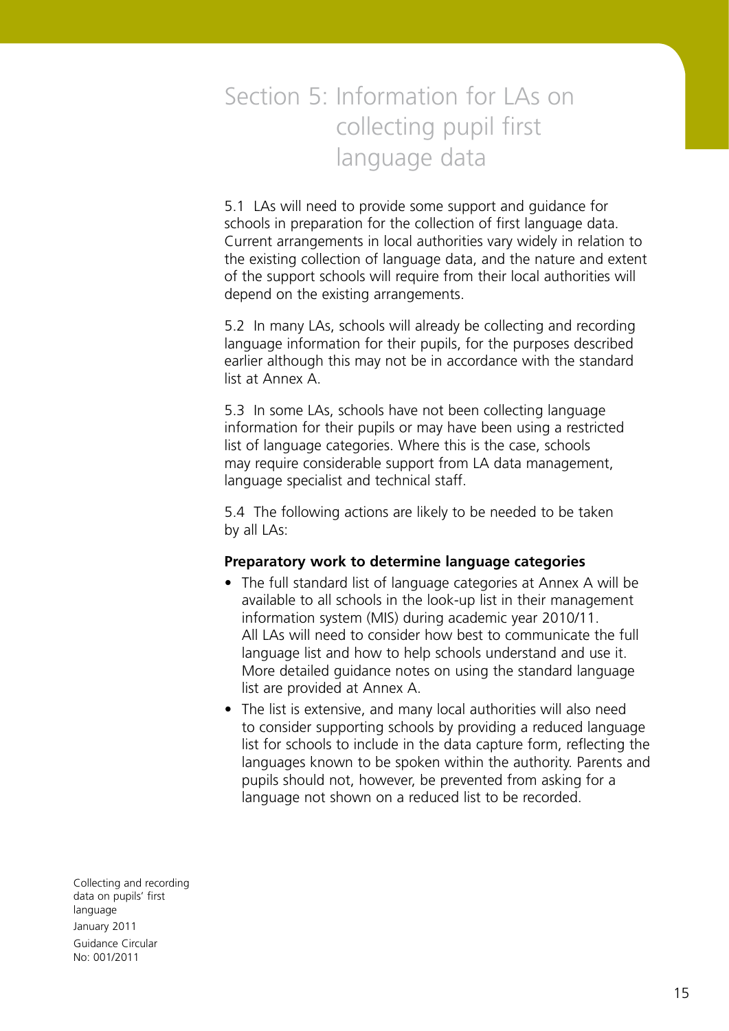# Section 5: Information for LAs on collecting pupil first language data

5.1 LAs will need to provide some support and guidance for schools in preparation for the collection of first language data. Current arrangements in local authorities vary widely in relation to the existing collection of language data, and the nature and extent of the support schools will require from their local authorities will depend on the existing arrangements.

5.2 In many LAs, schools will already be collecting and recording language information for their pupils, for the purposes described earlier although this may not be in accordance with the standard list at Annex A.

5.3 In some LAs, schools have not been collecting language information for their pupils or may have been using a restricted list of language categories. Where this is the case, schools may require considerable support from LA data management, language specialist and technical staff.

5.4 The following actions are likely to be needed to be taken by all LAs:

**Preparatory work to determine language categories**

- The full standard list of language categories at Annex A will be available to all schools in the look-up list in their management information system (MIS) during academic year 2010/11. All LAs will need to consider how best to communicate the full language list and how to help schools understand and use it. More detailed guidance notes on using the standard language list are provided at Annex A.
- The list is extensive, and many local authorities will also need to consider supporting schools by providing a reduced language list for schools to include in the data capture form, reflecting the languages known to be spoken within the authority. Parents and pupils should not, however, be prevented from asking for a language not shown on a reduced list to be recorded.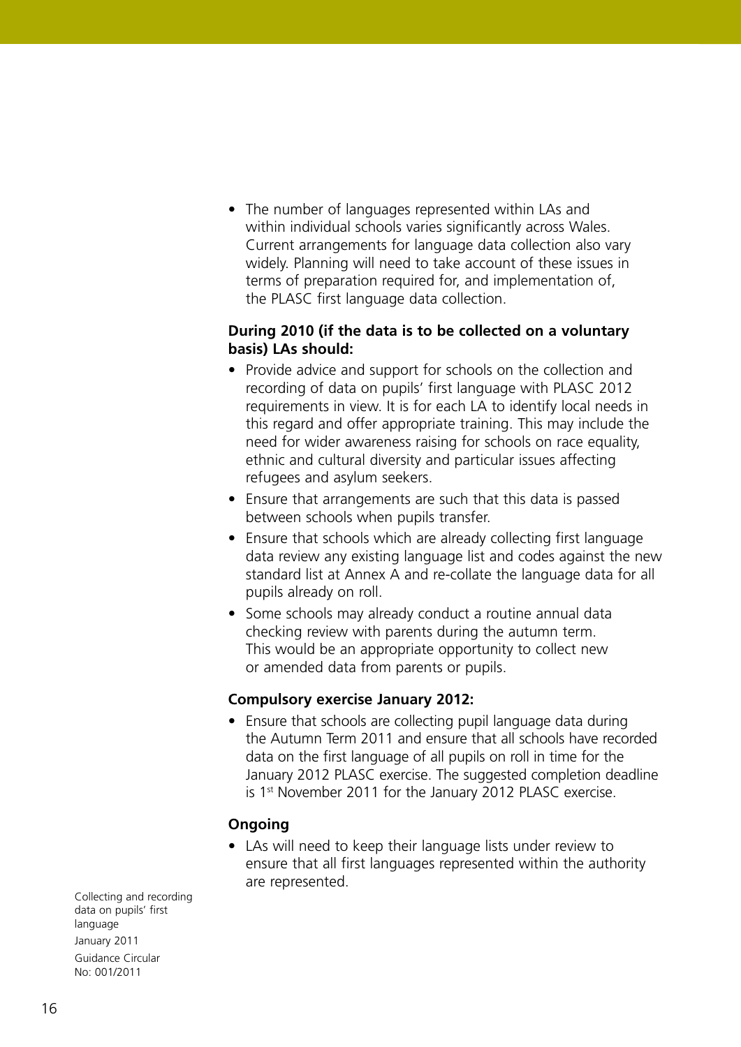- The number of languages represented within LAs and within individual schools varies significantly across Wales. Current arrangements for language data collection also vary widely. Planning will need to take account of these issues in terms of preparation required for, and implementation of, the PLASC first language data collection.

**During 2010 (if the data is to be collected on a voluntary basis) LAs should:**

- Provide advice and support for schools on the collection and recording of data on pupils' first language with PLASC 2012 requirements in view. It is for each LA to identify local needs in this regard and offer appropriate training. This may include the need for wider awareness raising for schools on race equality, ethnic and cultural diversity and particular issues affecting refugees and asylum seekers.
- Ensure that arrangements are such that this data is passed between schools when pupils transfer.
- Ensure that schools which are already collecting first language data review any existing language list and codes against the new standard list at Annex A and re-collate the language data for all pupils already on roll.
- Some schools may already conduct a routine annual data checking review with parents during the autumn term. This would be an appropriate opportunity to collect new or amended data from parents or pupils.

**Compulsory exercise January 2012:**

- Ensure that schools are collecting pupil language data during the Autumn Term 2011 and ensure that all schools have recorded data on the first language of all pupils on roll in time for the January 2012 PLASC exercise. The suggested completion deadline is 1st November 2011 for the January 2012 PLASC exercise.

**Ongoing**

- LAs will need to keep their language lists under review to ensure that all first languages represented within the authority are represented.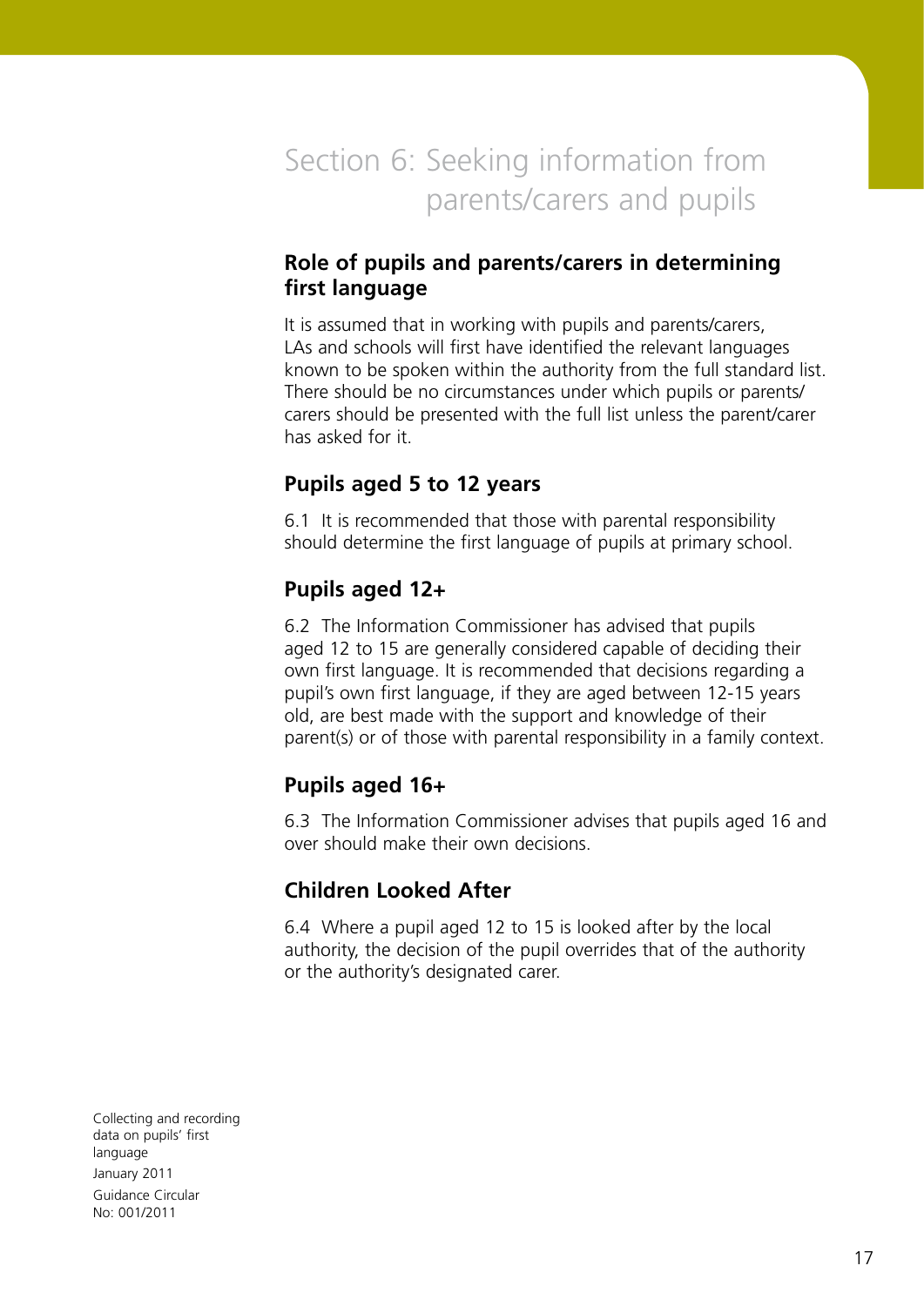# Section 6: Seeking information from parents/carers and pupils

## Role of pupils and parents/carers in determining first language

It is assumed that in working with pupils and parents/carers, LAs and schools will first have identified the relevant languages known to be spoken within the authority from the full standard list. There should be no circumstances under which pupils or parents/carers should be presented with the full list unless the parent/carer has asked for it.

## Pupils aged 5 to 12 years

6.1 It is recommended that those with parental responsibility should determine the first language of pupils at primary school.

## Pupils aged 12+

6.2 The Information Commissioner has advised that pupils aged 12 to 15 are generally considered capable of deciding their own first language. It is recommended that decisions regarding a pupil's own first language, if they are aged between 12-15 years old, are best made with the support and knowledge of their parent(s) or of those with parental responsibility in a family context.

## Pupils aged 16+

6.3 The Information Commissioner advises that pupils aged 16 and over should make their own decisions.

## Children Looked After

6.4 Where a pupil aged 12 to 15 is looked after by the local authority, the decision of the pupil overrides that of the authority or the authority's designated carer.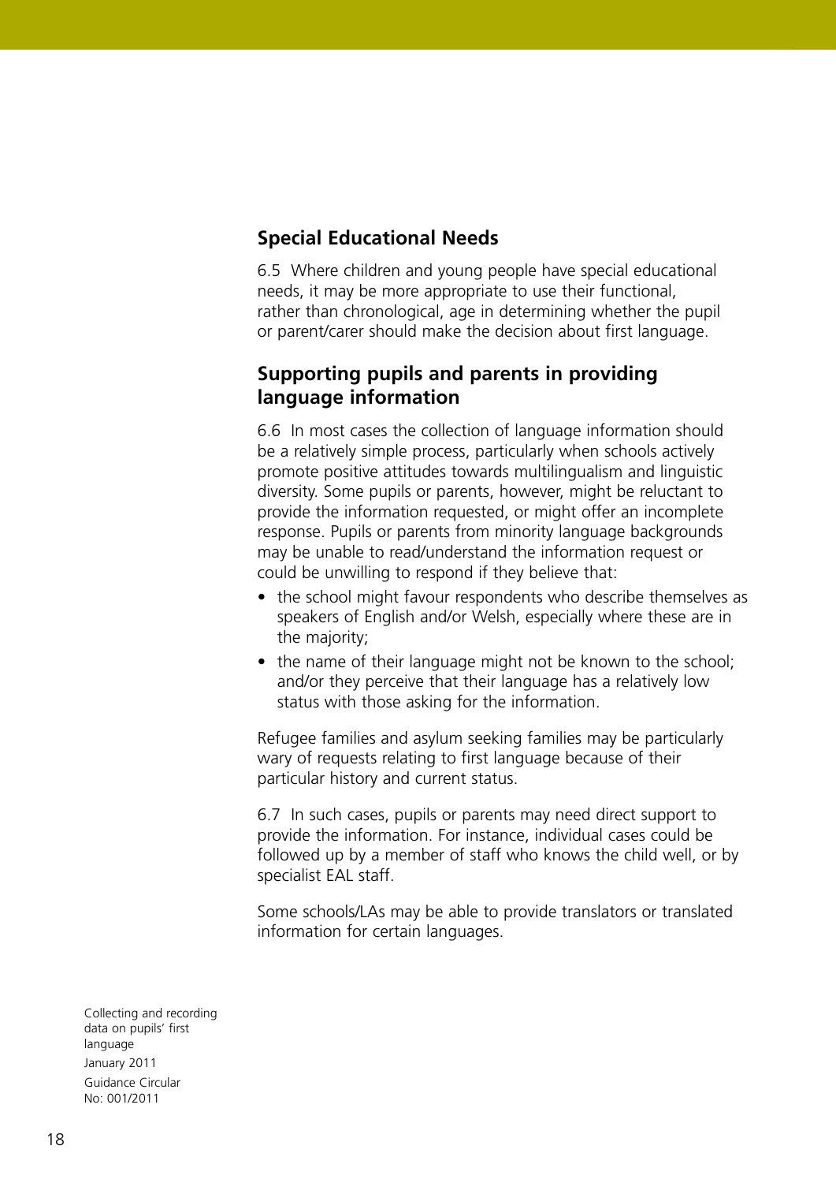## Special Educational Needs

6.5 Where children and young people have special educational needs, it may be more appropriate to use their functional, rather than chronological, age in determining whether the pupil or parent/carer should make the decision about first language.

## Supporting pupils and parents in providing language information

6.6 In most cases the collection of language information should be a relatively simple process, particularly when schools actively promote positive attitudes towards multilingualism and linguistic diversity. Some pupils or parents, however, might be reluctant to provide the information requested, or might offer an incomplete response. Pupils or parents from minority language backgrounds may be unable to read/understand the information request or could be unwilling to respond if they believe that:

- the school might favour respondents who describe themselves as speakers of English and/or Welsh, especially where these are in the majority;
- the name of their language might not be known to the school; and/or they perceive that their language has a relatively low status with those asking for the information.

Refugee families and asylum seeking families may be particularly wary of requests relating to first language because of their particular history and current status.

6.7 In such cases, pupils or parents may need direct support to provide the information. For instance, individual cases could be followed up by a member of staff who knows the child well, or by specialist EAL staff.

Some schools/LAs may be able to provide translators or translated information for certain languages.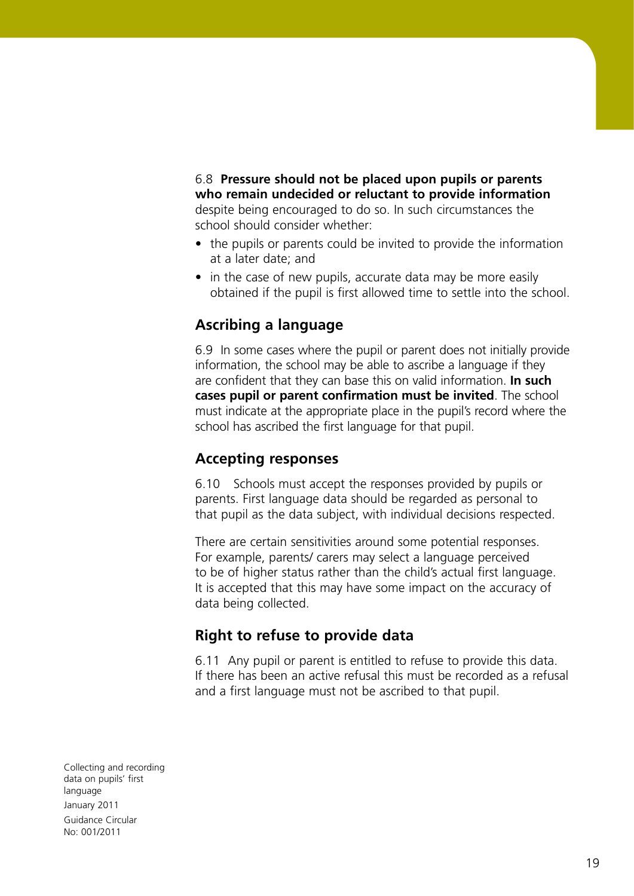6.8 **Pressure should not be placed upon pupils or parents who remain undecided or reluctant to provide information** despite being encouraged to do so. In such circumstances the school should consider whether:

- the pupils or parents could be invited to provide the information at a later date; and
- in the case of new pupils, accurate data may be more easily obtained if the pupil is first allowed time to settle into the school.

## Ascribing a language

6.9 In some cases where the pupil or parent does not initially provide information, the school may be able to ascribe a language if they are confident that they can base this on valid information. **In such cases pupil or parent confirmation must be invited**. The school must indicate at the appropriate place in the pupil's record where the school has ascribed the first language for that pupil.

## Accepting responses

6.10 Schools must accept the responses provided by pupils or parents. First language data should be regarded as personal to that pupil as the data subject, with individual decisions respected.

There are certain sensitivities around some potential responses. For example, parents/ carers may select a language perceived to be of higher status rather than the child's actual first language. It is accepted that this may have some impact on the accuracy of data being collected.

## Right to refuse to provide data

6.11 Any pupil or parent is entitled to refuse to provide this data. If there has been an active refusal this must be recorded as a refusal and a first language must not be ascribed to that pupil.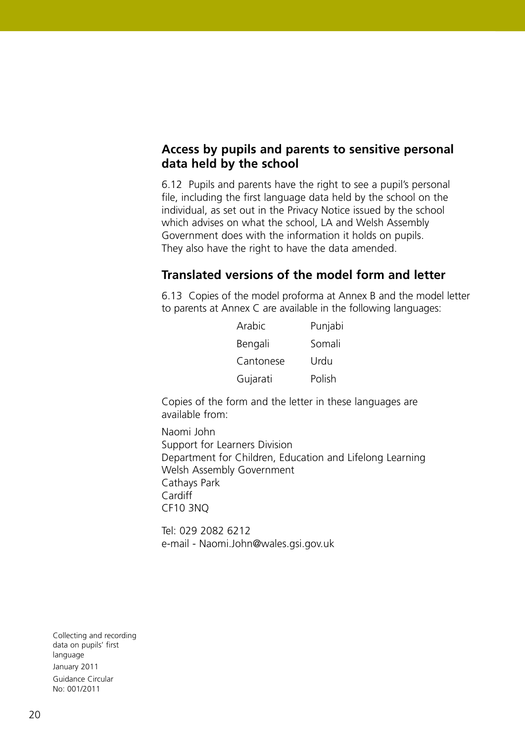## Access by pupils and parents to sensitive personal data held by the school

6.12 Pupils and parents have the right to see a pupil's personal file, including the first language data held by the school on the individual, as set out in the Privacy Notice issued by the school which advises on what the school, LA and Welsh Assembly Government does with the information it holds on pupils. They also have the right to have the data amended.

## Translated versions of the model form and letter

6.13 Copies of the model proforma at Annex B and the model letter to parents at Annex C are available in the following languages:

| | |
|---|---|
| Arabic | Punjabi |
| Bengali | Somali |
| Cantonese | Urdu |
| Gujarati | Polish |

Copies of the form and the letter in these languages are available from:

Naomi John
Support for Learners Division
Department for Children, Education and Lifelong Learning
Welsh Assembly Government
Cathays Park
Cardiff
CF10 3NQ

Tel: 029 2082 6212
e-mail - Naomi.John@wales.gsi.gov.uk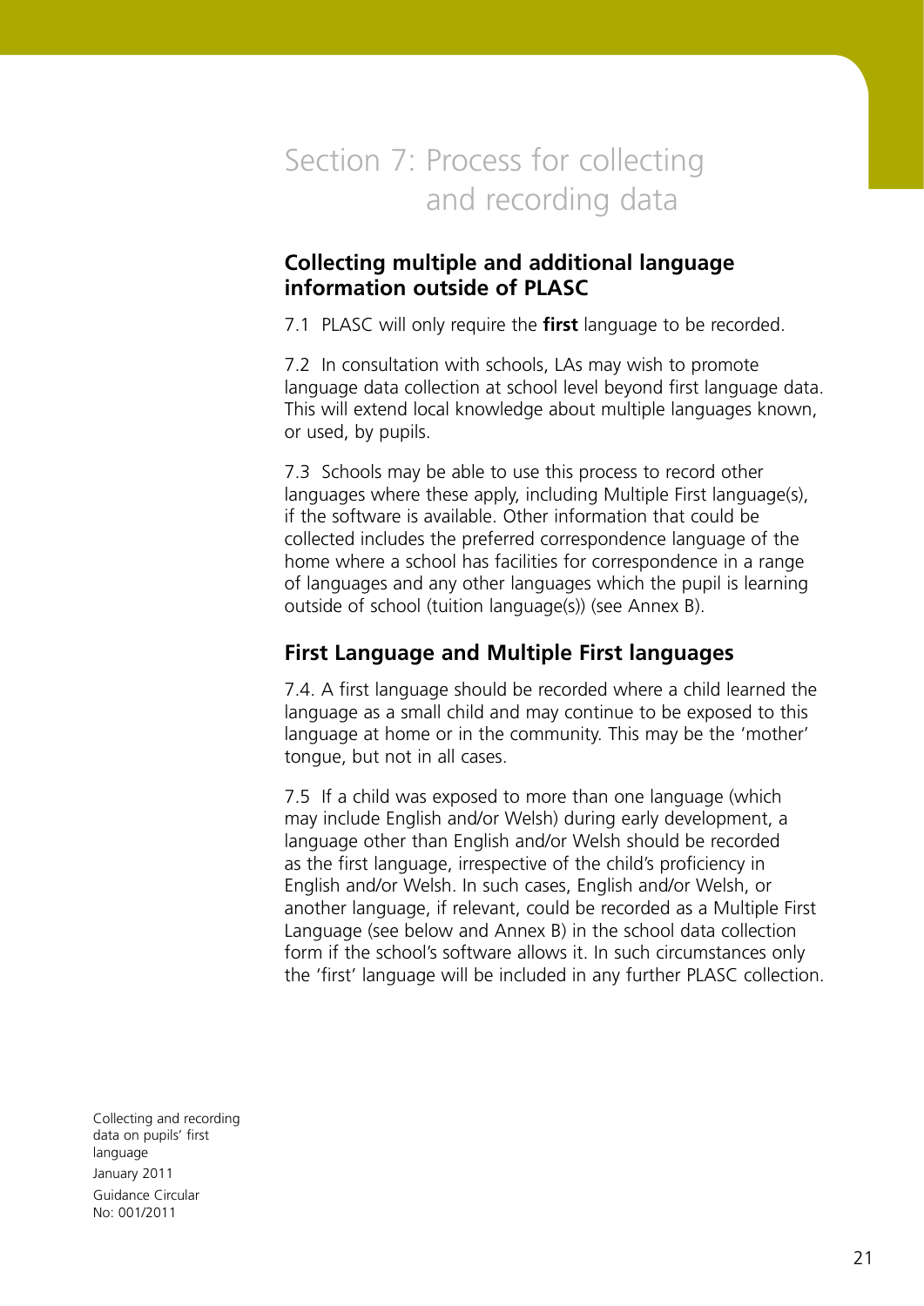# Section 7: Process for collecting and recording data

## Collecting multiple and additional language information outside of PLASC

7.1 PLASC will only require the **first** language to be recorded.

7.2 In consultation with schools, LAs may wish to promote language data collection at school level beyond first language data. This will extend local knowledge about multiple languages known, or used, by pupils.

7.3 Schools may be able to use this process to record other languages where these apply, including Multiple First language(s), if the software is available. Other information that could be collected includes the preferred correspondence language of the home where a school has facilities for correspondence in a range of languages and any other languages which the pupil is learning outside of school (tuition language(s)) (see Annex B).

## First Language and Multiple First languages

7.4. A first language should be recorded where a child learned the language as a small child and may continue to be exposed to this language at home or in the community. This may be the 'mother' tongue, but not in all cases.

7.5 If a child was exposed to more than one language (which may include English and/or Welsh) during early development, a language other than English and/or Welsh should be recorded as the first language, irrespective of the child's proficiency in English and/or Welsh. In such cases, English and/or Welsh, or another language, if relevant, could be recorded as a Multiple First Language (see below and Annex B) in the school data collection form if the school's software allows it. In such circumstances only the 'first' language will be included in any further PLASC collection.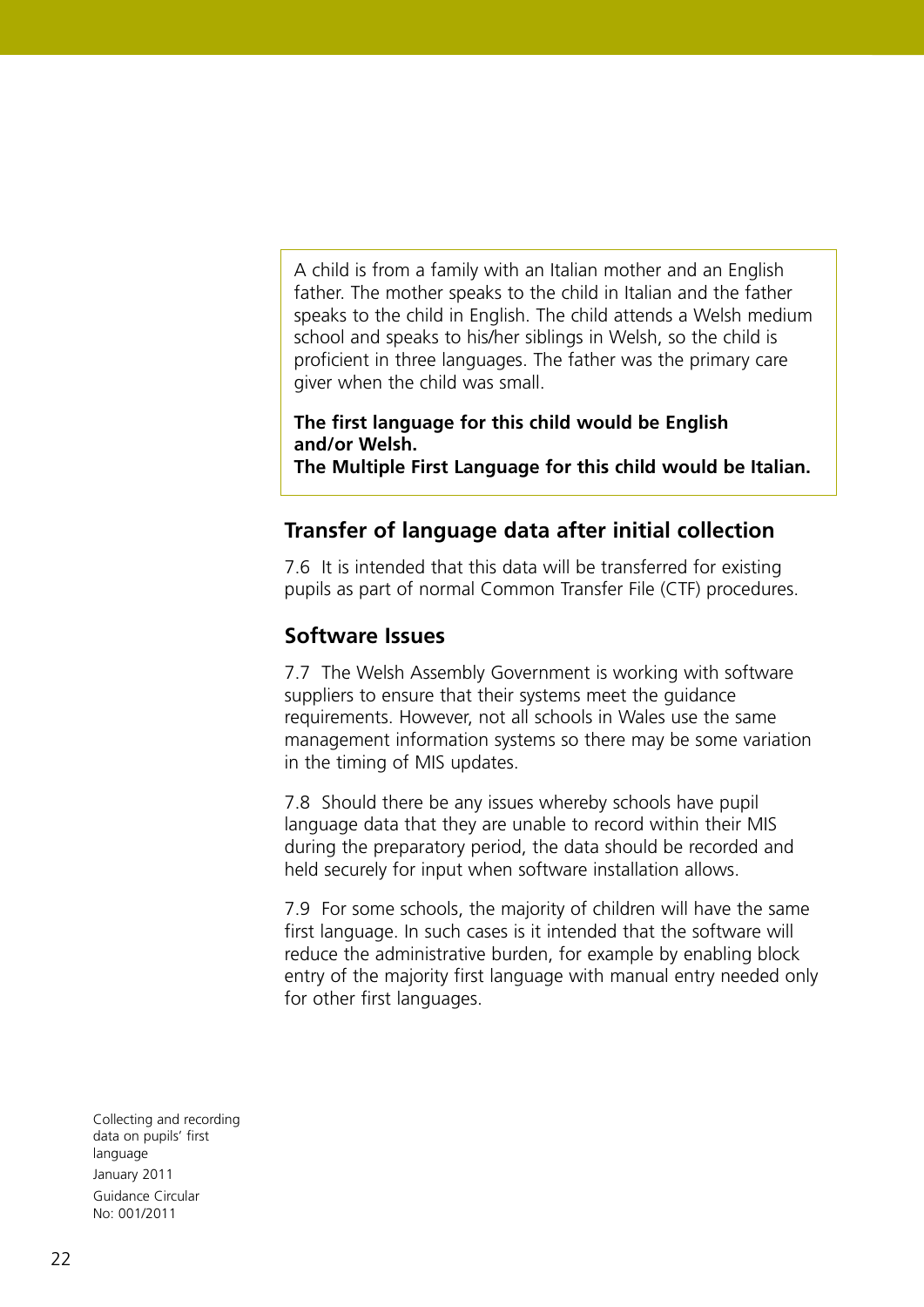A child is from a family with an Italian mother and an English father. The mother speaks to the child in Italian and the father speaks to the child in English. The child attends a Welsh medium school and speaks to his/her siblings in Welsh, so the child is proficient in three languages. The father was the primary care giver when the child was small.

**The first language for this child would be English and/or Welsh.**
**The Multiple First Language for this child would be Italian.**

## Transfer of language data after initial collection

7.6 It is intended that this data will be transferred for existing pupils as part of normal Common Transfer File (CTF) procedures.

## Software Issues

7.7 The Welsh Assembly Government is working with software suppliers to ensure that their systems meet the guidance requirements. However, not all schools in Wales use the same management information systems so there may be some variation in the timing of MIS updates.

7.8 Should there be any issues whereby schools have pupil language data that they are unable to record within their MIS during the preparatory period, the data should be recorded and held securely for input when software installation allows.

7.9 For some schools, the majority of children will have the same first language. In such cases is it intended that the software will reduce the administrative burden, for example by enabling block entry of the majority first language with manual entry needed only for other first languages.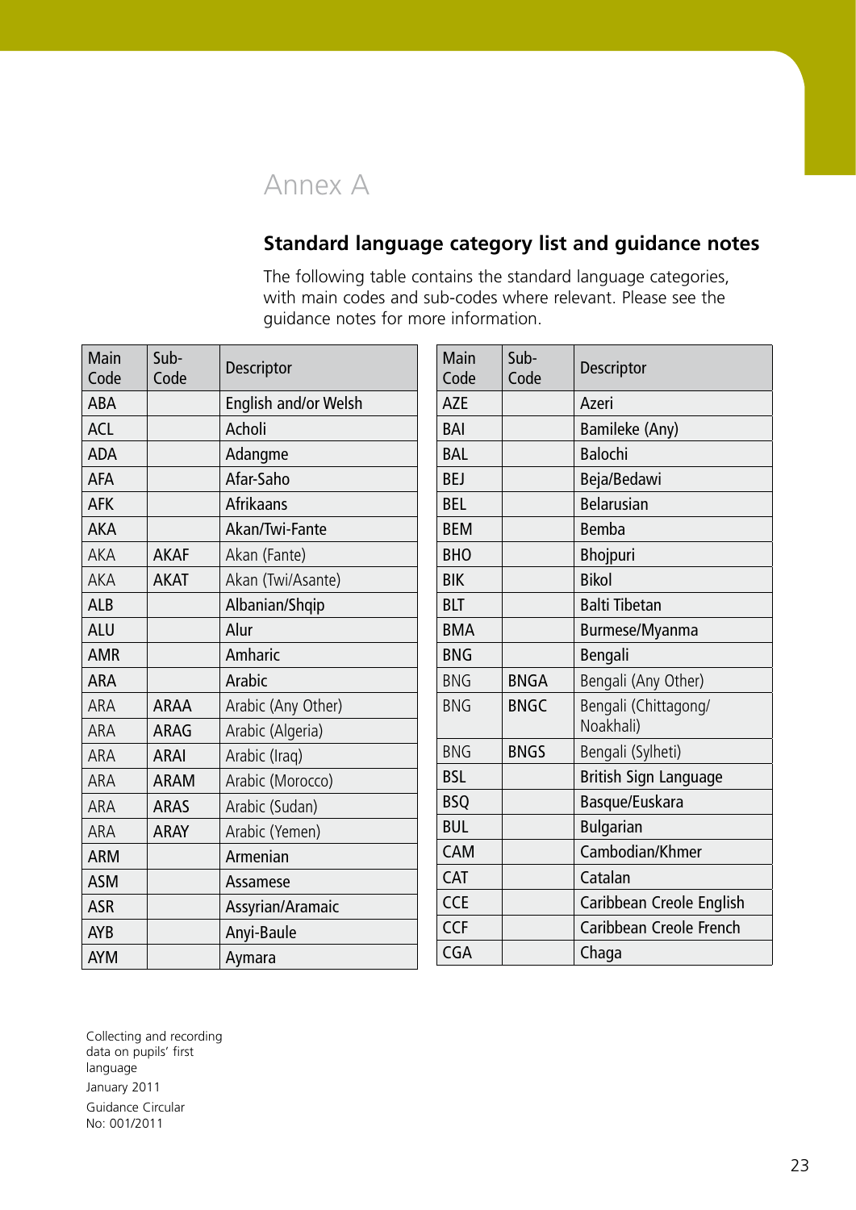# Annex A

## Standard language category list and guidance notes

The following table contains the standard language categories, with main codes and sub-codes where relevant. Please see the guidance notes for more information.

| Main Code | Sub-Code | Descriptor |
|---|---|---|
| ABA | | English and/or Welsh |
| ACL | | Acholi |
| ADA | | Adangme |
| AFA | | Afar-Saho |
| AFK | | Afrikaans |
| AKA | | Akan/Twi-Fante |
| AKA | AKAF | Akan (Fante) |
| AKA | AKAT | Akan (Twi/Asante) |
| ALB | | Albanian/Shqip |
| ALU | | Alur |
| AMR | | Amharic |
| ARA | | Arabic |
| ARA | ARAA | Arabic (Any Other) |
| ARA | ARAG | Arabic (Algeria) |
| ARA | ARAI | Arabic (Iraq) |
| ARA | ARAM | Arabic (Morocco) |
| ARA | ARAS | Arabic (Sudan) |
| ARA | ARAY | Arabic (Yemen) |
| ARM | | Armenian |
| ASM | | Assamese |
| ASR | | Assyrian/Aramaic |
| AYB | | Anyi-Baule |
| AYM | | Aymara |
| AZE | | Azeri |
| BAI | | Bamileke (Any) |
| BAL | | Balochi |
| BEJ | | Beja/Bedawi |
| BEL | | Belarusian |
| BEM | | Bemba |
| BHO | | Bhojpuri |
| BIK | | Bikol |
| BLT | | Balti Tibetan |
| BMA | | Burmese/Myanma |
| BNG | | Bengali |
| BNG | BNGA | Bengali (Any Other) |
| BNG | BNGC | Bengali (Chittagong/ Noakhali) |
| BNG | BNGS | Bengali (Sylheti) |
| BSL | | British Sign Language |
| BSQ | | Basque/Euskara |
| BUL | | Bulgarian |
| CAM | | Cambodian/Khmer |
| CAT | | Catalan |
| CCE | | Caribbean Creole English |
| CCF | | Caribbean Creole French |
| CGA | | Chaga |

Collecting and recording data on pupils' first language

January 2011

Guidance Circular No: 001/2011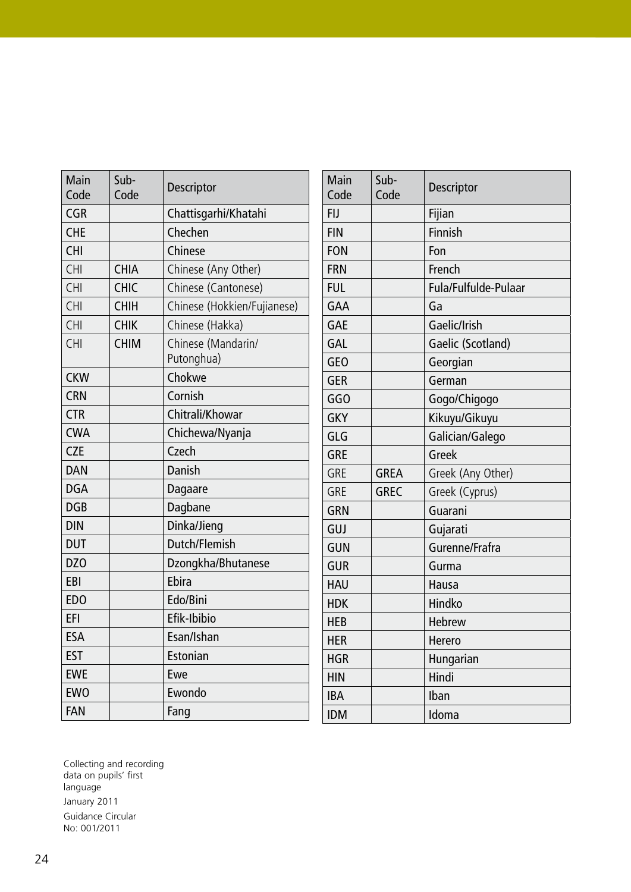| Main Code | Sub-Code | Descriptor |
|---|---|---|
| CGR | | Chattisgarhi/Khatahi |
| CHE | | Chechen |
| CHI | | Chinese |
| CHI | CHIA | Chinese (Any Other) |
| CHI | CHIC | Chinese (Cantonese) |
| CHI | CHIH | Chinese (Hokkien/Fujianese) |
| CHI | CHIK | Chinese (Hakka) |
| CHI | CHIM | Chinese (Mandarin/ Putonghua) |
| CKW | | Chokwe |
| CRN | | Cornish |
| CTR | | Chitrali/Khowar |
| CWA | | Chichewa/Nyanja |
| CZE | | Czech |
| DAN | | Danish |
| DGA | | Dagaare |
| DGB | | Dagbane |
| DIN | | Dinka/Jieng |
| DUT | | Dutch/Flemish |
| DZO | | Dzongkha/Bhutanese |
| EBI | | Ebira |
| EDO | | Edo/Bini |
| EFI | | Efik-Ibibio |
| ESA | | Esan/Ishan |
| EST | | Estonian |
| EWE | | Ewe |
| EWO | | Ewondo |
| FAN | | Fang |
| FIJ | | Fijian |
| FIN | | Finnish |
| FON | | Fon |
| FRN | | French |
| FUL | | Fula/Fulfulde-Pulaar |
| GAA | | Ga |
| GAE | | Gaelic/Irish |
| GAL | | Gaelic (Scotland) |
| GEO | | Georgian |
| GER | | German |
| GGO | | Gogo/Chigogo |
| GKY | | Kikuyu/Gikuyu |
| GLG | | Galician/Galego |
| GRE | | Greek |
| GRE | GREA | Greek (Any Other) |
| GRE | GREC | Greek (Cyprus) |
| GRN | | Guarani |
| GUJ | | Gujarati |
| GUN | | Gurenne/Frafra |
| GUR | | Gurma |
| HAU | | Hausa |
| HDK | | Hindko |
| HEB | | Hebrew |
| HER | | Herero |
| HGR | | Hungarian |
| HIN | | Hindi |
| IBA | | Iban |
| IDM | | Idoma |

Collecting and recording data on pupils' first language
January 2011
Guidance Circular No: 001/2011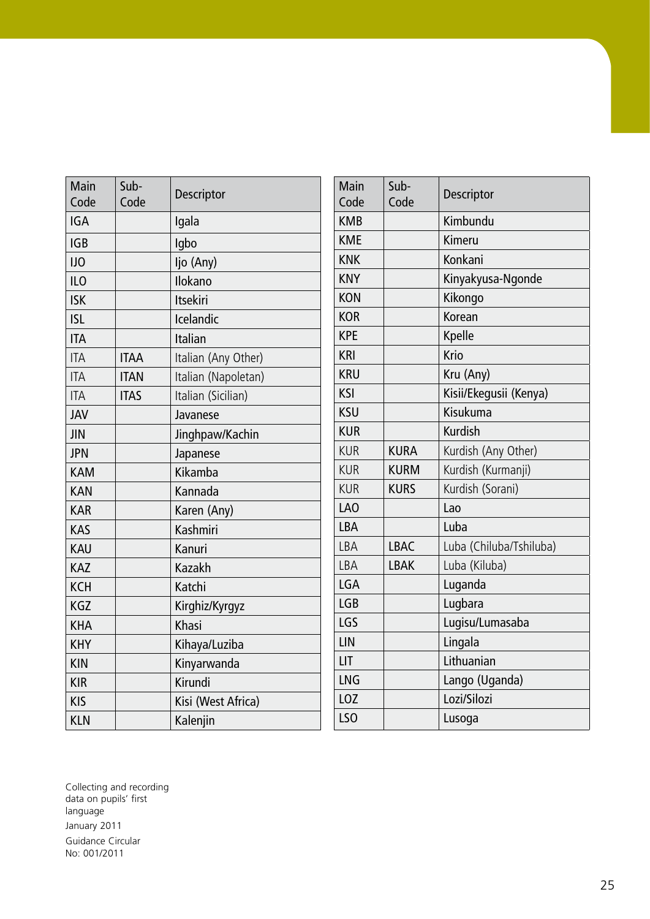| Main Code | Sub-Code | Descriptor |
| --- | --- | --- |
| IGA | | Igala |
| IGB | | Igbo |
| IJO | | Ijo (Any) |
| ILO | | Ilokano |
| ISK | | Itsekiri |
| ISL | | Icelandic |
| ITA | | Italian |
| ITA | ITAA | Italian (Any Other) |
| ITA | ITAN | Italian (Napoletan) |
| ITA | ITAS | Italian (Sicilian) |
| JAV | | Javanese |
| JIN | | Jinghpaw/Kachin |
| JPN | | Japanese |
| KAM | | Kikamba |
| KAN | | Kannada |
| KAR | | Karen (Any) |
| KAS | | Kashmiri |
| KAU | | Kanuri |
| KAZ | | Kazakh |
| KCH | | Katchi |
| KGZ | | Kirghiz/Kyrgyz |
| KHA | | Khasi |
| KHY | | Kihaya/Luziba |
| KIN | | Kinyarwanda |
| KIR | | Kirundi |
| KIS | | Kisi (West Africa) |
| KLN | | Kalenjin |

| Main Code | Sub-Code | Descriptor |
| --- | --- | --- |
| KMB | | Kimbundu |
| KME | | Kimeru |
| KNK | | Konkani |
| KNY | | Kinyakyusa-Ngonde |
| KON | | Kikongo |
| KOR | | Korean |
| KPE | | Kpelle |
| KRI | | Krio |
| KRU | | Kru (Any) |
| KSI | | Kisii/Ekegusii (Kenya) |
| KSU | | Kisukuma |
| KUR | | Kurdish |
| KUR | KURA | Kurdish (Any Other) |
| KUR | KURM | Kurdish (Kurmanji) |
| KUR | KURS | Kurdish (Sorani) |
| LAO | | Lao |
| LBA | | Luba |
| LBA | LBAC | Luba (Chiluba/Tshiluba) |
| LBA | LBAK | Luba (Kiluba) |
| LGA | | Luganda |
| LGB | | Lugbara |
| LGS | | Lugisu/Lumasaba |
| LIN | | Lingala |
| LIT | | Lithuanian |
| LNG | | Lango (Uganda) |
| LOZ | | Lozi/Silozi |
| LSO | | Lusoga |

Collecting and recording data on pupils' first language
January 2011
Guidance Circular No: 001/2011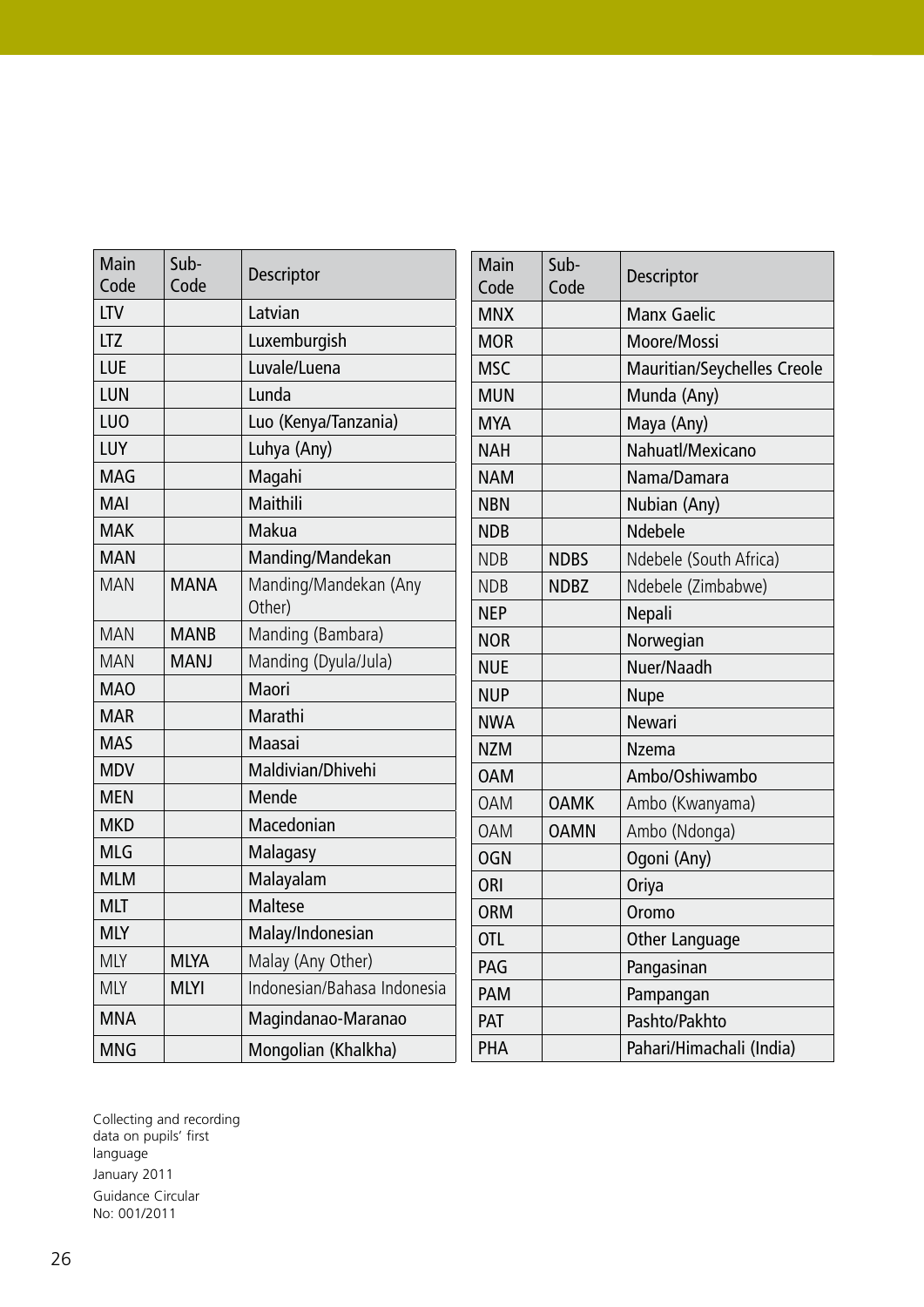| Main Code | Sub-Code | Descriptor |
|---|---|---|
| LTV | | Latvian |
| LTZ | | Luxemburgish |
| LUE | | Luvale/Luena |
| LUN | | Lunda |
| LUO | | Luo (Kenya/Tanzania) |
| LUY | | Luhya (Any) |
| MAG | | Magahi |
| MAI | | Maithili |
| MAK | | Makua |
| MAN | | Manding/Mandekan |
| MAN | MANA | Manding/Mandekan (Any Other) |
| MAN | MANB | Manding (Bambara) |
| MAN | MANJ | Manding (Dyula/Jula) |
| MAO | | Maori |
| MAR | | Marathi |
| MAS | | Maasai |
| MDV | | Maldivian/Dhivehi |
| MEN | | Mende |
| MKD | | Macedonian |
| MLG | | Malagasy |
| MLM | | Malayalam |
| MLT | | Maltese |
| MLY | | Malay/Indonesian |
| MLY | MLYA | Malay (Any Other) |
| MLY | MLYI | Indonesian/Bahasa Indonesia |
| MNA | | Magindanao-Maranao |
| MNG | | Mongolian (Khalkha) |

| Main Code | Sub-Code | Descriptor |
|---|---|---|
| MNX | | Manx Gaelic |
| MOR | | Moore/Mossi |
| MSC | | Mauritian/Seychelles Creole |
| MUN | | Munda (Any) |
| MYA | | Maya (Any) |
| NAH | | Nahuatl/Mexicano |
| NAM | | Nama/Damara |
| NBN | | Nubian (Any) |
| NDB | | Ndebele |
| NDB | NDBS | Ndebele (South Africa) |
| NDB | NDBZ | Ndebele (Zimbabwe) |
| NEP | | Nepali |
| NOR | | Norwegian |
| NUE | | Nuer/Naadh |
| NUP | | Nupe |
| NWA | | Newari |
| NZM | | Nzema |
| OAM | | Ambo/Oshiwambo |
| OAM | OAMK | Ambo (Kwanyama) |
| OAM | OAMN | Ambo (Ndonga) |
| OGN | | Ogoni (Any) |
| ORI | | Oriya |
| ORM | | Oromo |
| OTL | | Other Language |
| PAG | | Pangasinan |
| PAM | | Pampangan |
| PAT | | Pashto/Pakhto |
| PHA | | Pahari/Himachali (India) |

Collecting and recording data on pupils' first language
January 2011
Guidance Circular No: 001/2011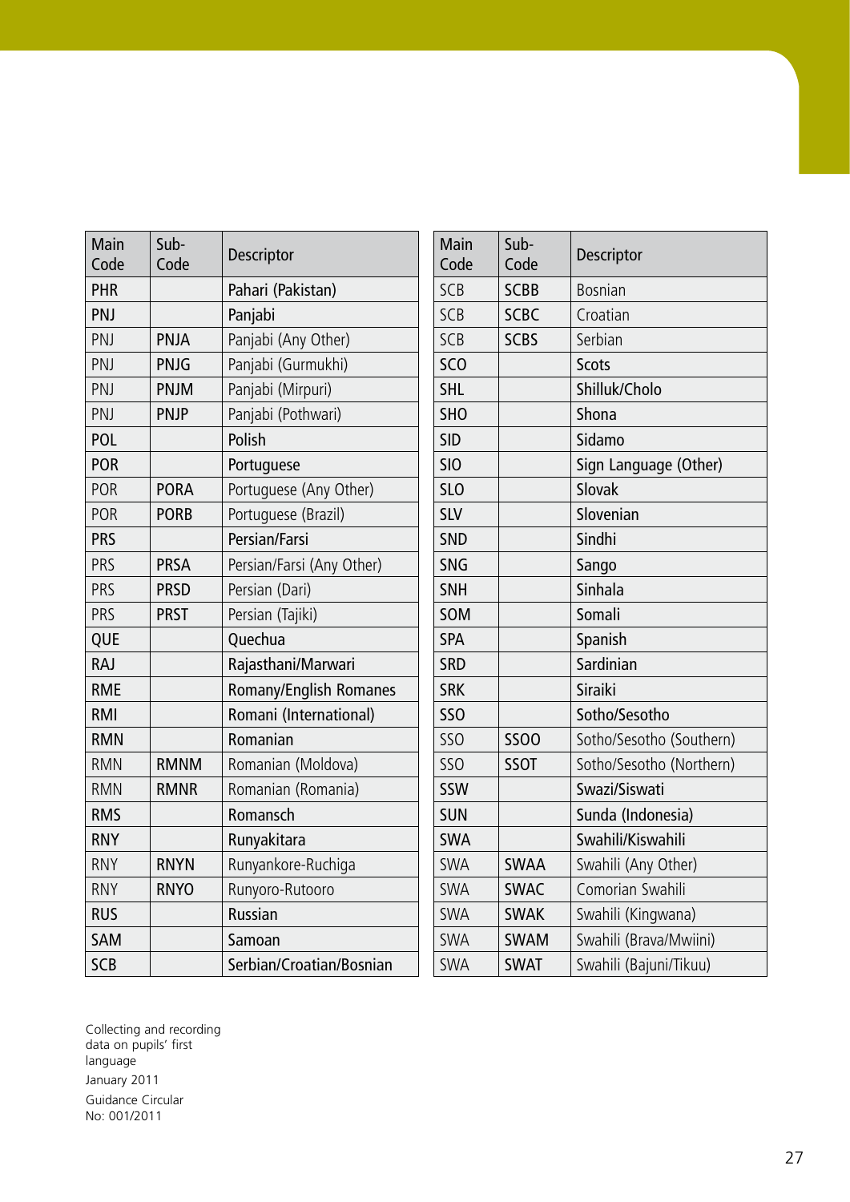| Main Code | Sub-Code | Descriptor |
|---|---|---|
| PHR | | Pahari (Pakistan) |
| PNJ | | Panjabi |
| PNJ | PNJA | Panjabi (Any Other) |
| PNJ | PNJG | Panjabi (Gurmukhi) |
| PNJ | PNJM | Panjabi (Mirpuri) |
| PNJ | PNJP | Panjabi (Pothwari) |
| POL | | Polish |
| POR | | Portuguese |
| POR | PORA | Portuguese (Any Other) |
| POR | PORB | Portuguese (Brazil) |
| PRS | | Persian/Farsi |
| PRS | PRSA | Persian/Farsi (Any Other) |
| PRS | PRSD | Persian (Dari) |
| PRS | PRST | Persian (Tajiki) |
| QUE | | Quechua |
| RAJ | | Rajasthani/Marwari |
| RME | | Romany/English Romanes |
| RMI | | Romani (International) |
| RMN | | Romanian |
| RMN | RMNM | Romanian (Moldova) |
| RMN | RMNR | Romanian (Romania) |
| RMS | | Romansch |
| RNY | | Runyakitara |
| RNY | RNYN | Runyankore-Ruchiga |
| RNY | RNYO | Runyoro-Rutooro |
| RUS | | Russian |
| SAM | | Samoan |
| SCB | | Serbian/Croatian/Bosnian |

| Main Code | Sub-Code | Descriptor |
|---|---|---|
| SCB | SCBB | Bosnian |
| SCB | SCBC | Croatian |
| SCB | SCBS | Serbian |
| SCO | | Scots |
| SHL | | Shilluk/Cholo |
| SHO | | Shona |
| SID | | Sidamo |
| SIO | | Sign Language (Other) |
| SLO | | Slovak |
| SLV | | Slovenian |
| SND | | Sindhi |
| SNG | | Sango |
| SNH | | Sinhala |
| SOM | | Somali |
| SPA | | Spanish |
| SRD | | Sardinian |
| SRK | | Siraiki |
| SSO | | Sotho/Sesotho |
| SSO | SSOO | Sotho/Sesotho (Southern) |
| SSO | SSOT | Sotho/Sesotho (Northern) |
| SSW | | Swazi/Siswati |
| SUN | | Sunda (Indonesia) |
| SWA | | Swahili/Kiswahili |
| SWA | SWAA | Swahili (Any Other) |
| SWA | SWAC | Comorian Swahili |
| SWA | SWAK | Swahili (Kingwana) |
| SWA | SWAM | Swahili (Brava/Mwiini) |
| SWA | SWAT | Swahili (Bajuni/Tikuu) |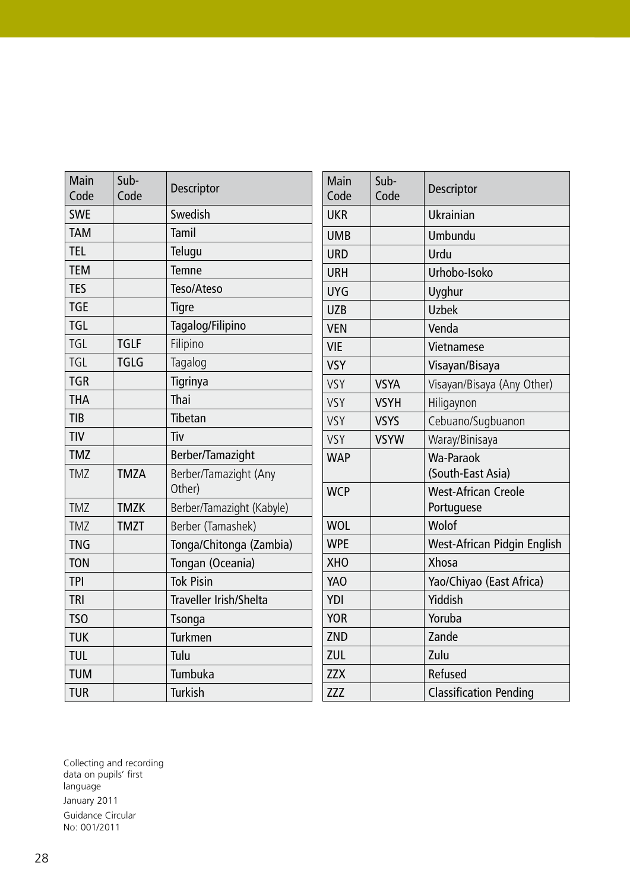| Main Code | Sub-Code | Descriptor |
|---|---|---|
| SWE | | Swedish |
| TAM | | Tamil |
| TEL | | Telugu |
| TEM | | Temne |
| TES | | Teso/Ateso |
| TGE | | Tigre |
| TGL | | Tagalog/Filipino |
| TGL | TGLF | Filipino |
| TGL | TGLG | Tagalog |
| TGR | | Tigrinya |
| THA | | Thai |
| TIB | | Tibetan |
| TIV | | Tiv |
| TMZ | | Berber/Tamazight |
| TMZ | TMZA | Berber/Tamazight (Any Other) |
| TMZ | TMZK | Berber/Tamazight (Kabyle) |
| TMZ | TMZT | Berber (Tamashek) |
| TNG | | Tonga/Chitonga (Zambia) |
| TON | | Tongan (Oceania) |
| TPI | | Tok Pisin |
| TRI | | Traveller Irish/Shelta |
| TSO | | Tsonga |
| TUK | | Turkmen |
| TUL | | Tulu |
| TUM | | Tumbuka |
| TUR | | Turkish |

| Main Code | Sub-Code | Descriptor |
|---|---|---|
| UKR | | Ukrainian |
| UMB | | Umbundu |
| URD | | Urdu |
| URH | | Urhobo-Isoko |
| UYG | | Uyghur |
| UZB | | Uzbek |
| VEN | | Venda |
| VIE | | Vietnamese |
| VSY | | Visayan/Bisaya |
| VSY | VSYA | Visayan/Bisaya (Any Other) |
| VSY | VSYH | Hiligaynon |
| VSY | VSYS | Cebuano/Sugbuanon |
| VSY | VSYW | Waray/Binisaya |
| WAP | | Wa-Paraok (South-East Asia) |
| WCP | | West-African Creole Portuguese |
| WOL | | Wolof |
| WPE | | West-African Pidgin English |
| XHO | | Xhosa |
| YAO | | Yao/Chiyao (East Africa) |
| YDI | | Yiddish |
| YOR | | Yoruba |
| ZND | | Zande |
| ZUL | | Zulu |
| ZZX | | Refused |
| ZZZ | | Classification Pending |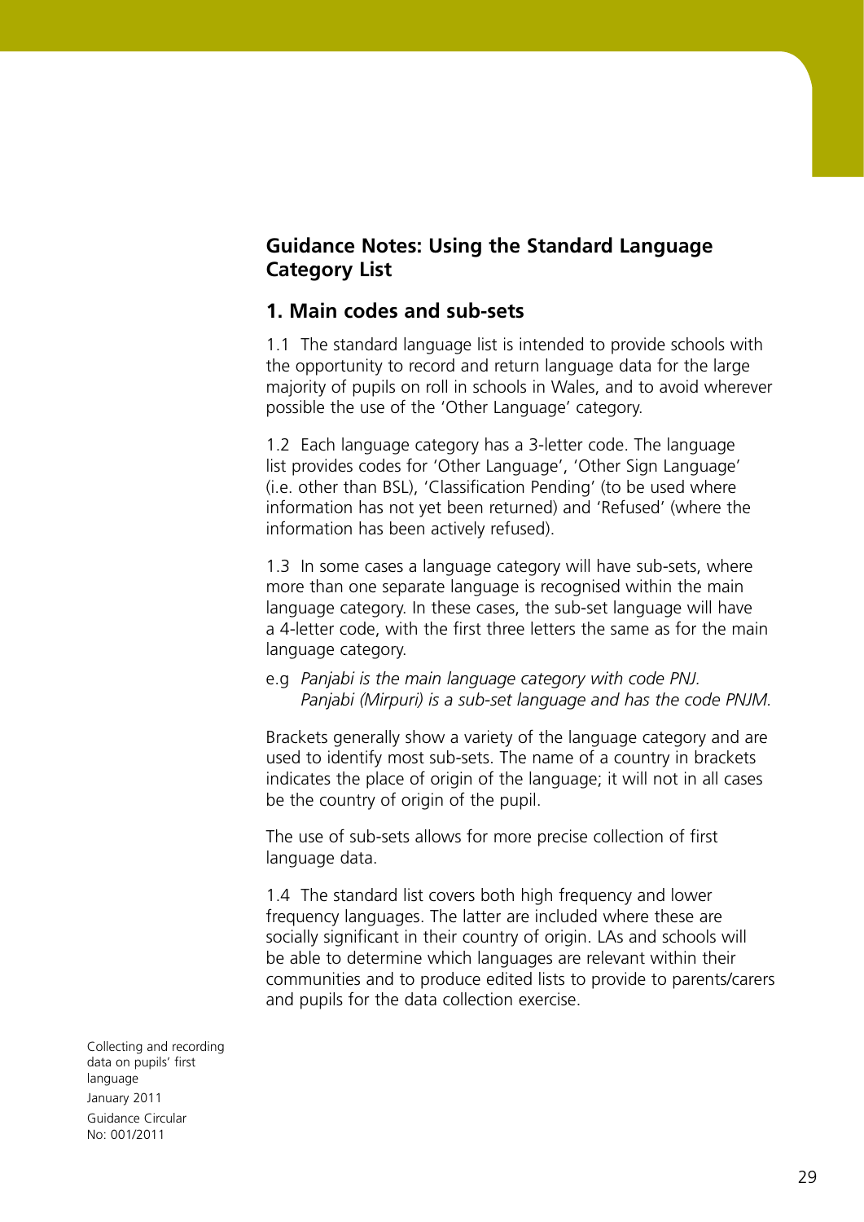## Guidance Notes: Using the Standard Language Category List

### 1. Main codes and sub-sets

1.1 The standard language list is intended to provide schools with the opportunity to record and return language data for the large majority of pupils on roll in schools in Wales, and to avoid wherever possible the use of the 'Other Language' category.

1.2 Each language category has a 3-letter code. The language list provides codes for 'Other Language', 'Other Sign Language' (i.e. other than BSL), 'Classification Pending' (to be used where information has not yet been returned) and 'Refused' (where the information has been actively refused).

1.3 In some cases a language category will have sub-sets, where more than one separate language is recognised within the main language category. In these cases, the sub-set language will have a 4-letter code, with the first three letters the same as for the main language category.

e.g *Panjabi is the main language category with code PNJ.*
*Panjabi (Mirpuri) is a sub-set language and has the code PNJM.*

Brackets generally show a variety of the language category and are used to identify most sub-sets. The name of a country in brackets indicates the place of origin of the language; it will not in all cases be the country of origin of the pupil.

The use of sub-sets allows for more precise collection of first language data.

1.4 The standard list covers both high frequency and lower frequency languages. The latter are included where these are socially significant in their country of origin. LAs and schools will be able to determine which languages are relevant within their communities and to produce edited lists to provide to parents/carers and pupils for the data collection exercise.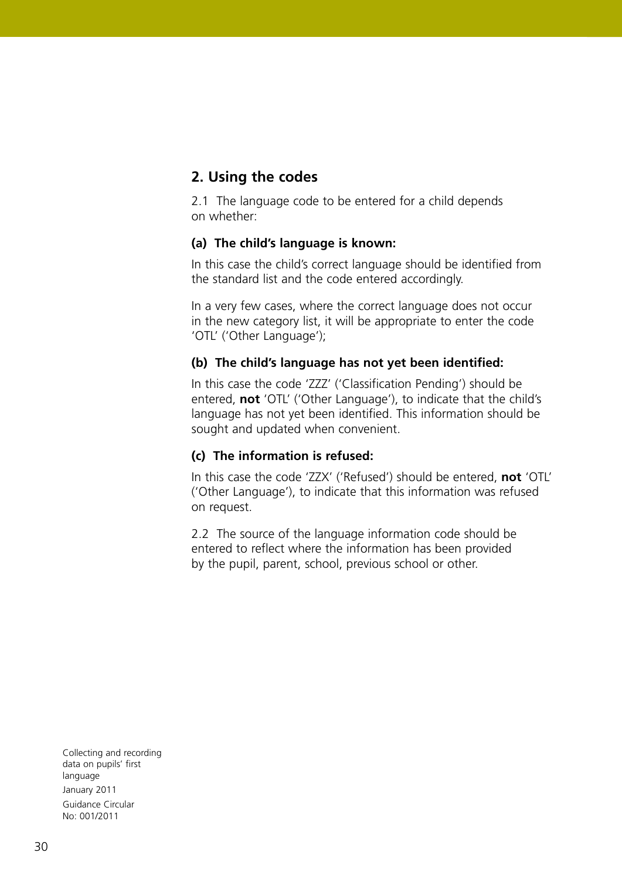## 2. Using the codes

2.1 The language code to be entered for a child depends on whether:

**(a) The child's language is known:**

In this case the child's correct language should be identified from the standard list and the code entered accordingly.

In a very few cases, where the correct language does not occur in the new category list, it will be appropriate to enter the code 'OTL' ('Other Language');

**(b) The child's language has not yet been identified:**

In this case the code 'ZZZ' ('Classification Pending') should be entered, **not** 'OTL' ('Other Language'), to indicate that the child's language has not yet been identified. This information should be sought and updated when convenient.

**(c) The information is refused:**

In this case the code 'ZZX' ('Refused') should be entered, **not** 'OTL' ('Other Language'), to indicate that this information was refused on request.

2.2 The source of the language information code should be entered to reflect where the information has been provided by the pupil, parent, school, previous school or other.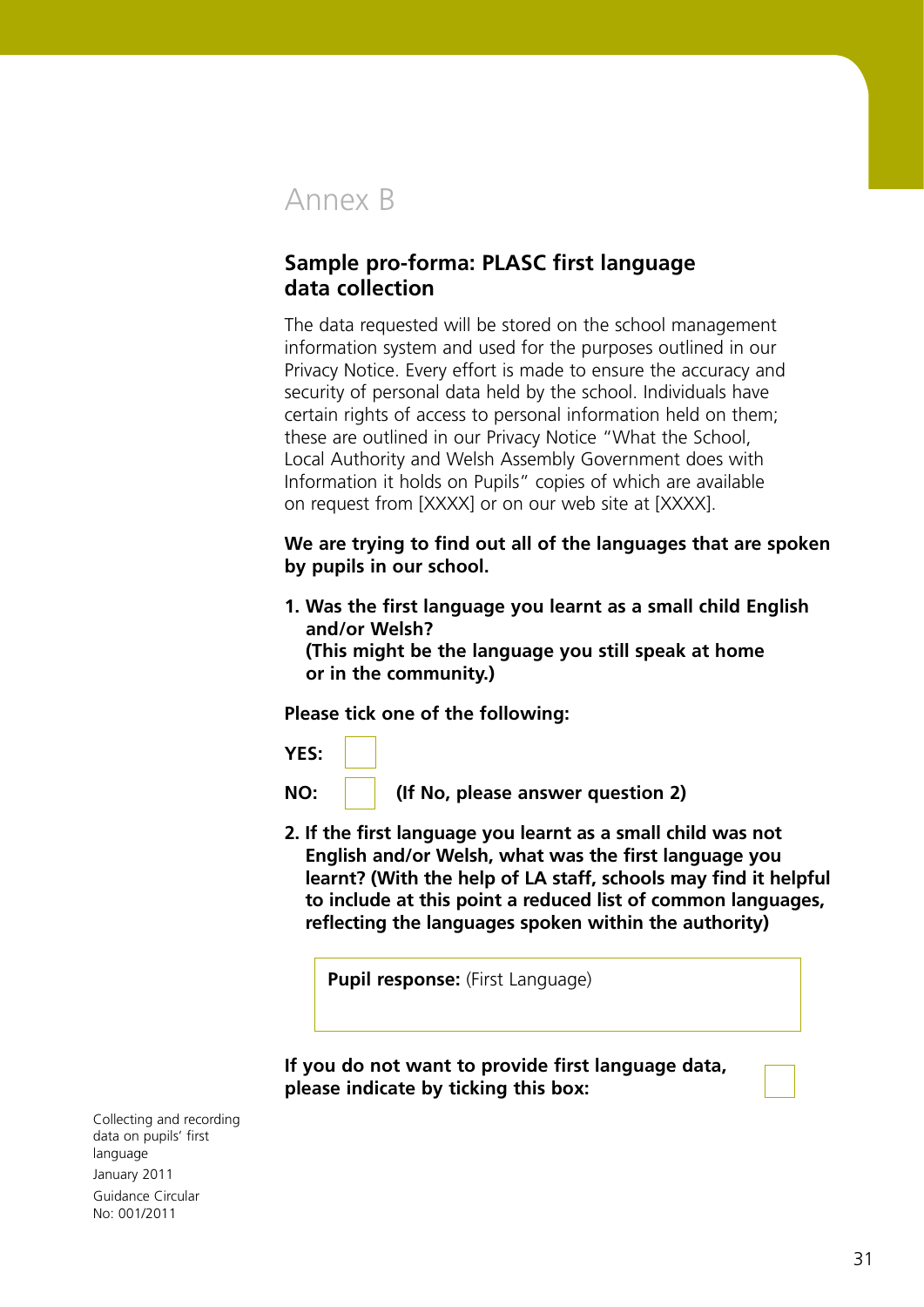# Annex B

## Sample pro-forma: PLASC first language data collection

The data requested will be stored on the school management information system and used for the purposes outlined in our Privacy Notice. Every effort is made to ensure the accuracy and security of personal data held by the school. Individuals have certain rights of access to personal information held on them; these are outlined in our Privacy Notice "What the School, Local Authority and Welsh Assembly Government does with Information it holds on Pupils" copies of which are available on request from [XXXX] or on our web site at [XXXX].

**We are trying to find out all of the languages that are spoken by pupils in our school.**

1. **Was the first language you learnt as a small child English and/or Welsh?**
   **(This might be the language you still speak at home or in the community.)**

**Please tick one of the following:**

**YES:** ☐

**NO:** ☐ **(If No, please answer question 2)**

2. **If the first language you learnt as a small child was not English and/or Welsh, what was the first language you learnt? (With the help of LA staff, schools may find it helpful to include at this point a reduced list of common languages, reflecting the languages spoken within the authority)**

| **Pupil response:** (First Language) |
|---|
| |

**If you do not want to provide first language data, please indicate by ticking this box:** ☐

Collecting and recording data on pupils' first language
January 2011
Guidance Circular No: 001/2011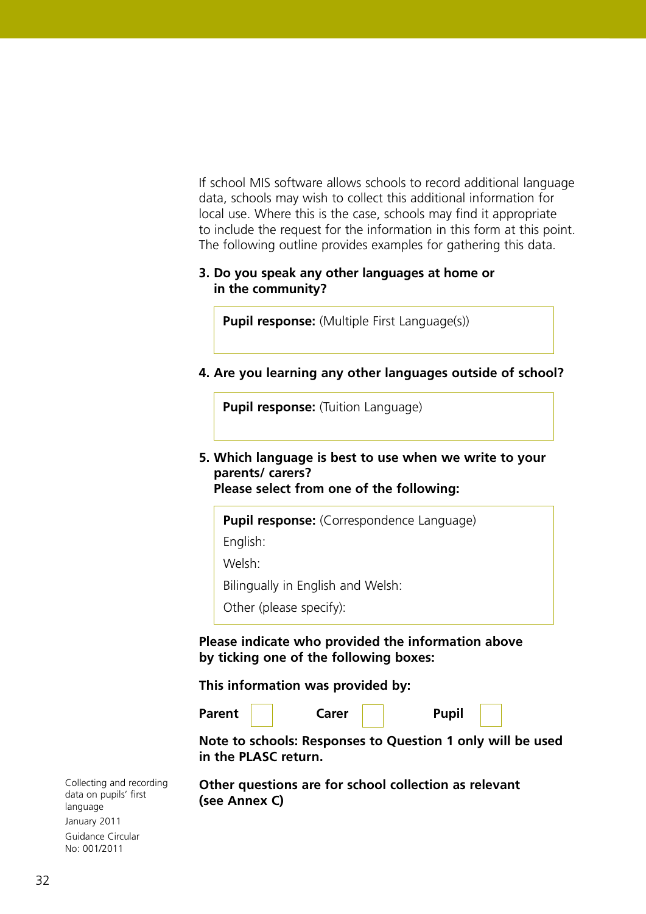If school MIS software allows schools to record additional language data, schools may wish to collect this additional information for local use. Where this is the case, schools may find it appropriate to include the request for the information in this form at this point. The following outline provides examples for gathering this data.

**3. Do you speak any other languages at home or in the community?**

| **Pupil response:** (Multiple First Language(s)) |
|---|
| |

**4. Are you learning any other languages outside of school?**

| **Pupil response:** (Tuition Language) |
|---|
| |

**5. Which language is best to use when we write to your parents/ carers?**
**Please select from one of the following:**

| **Pupil response:** (Correspondence Language) |
|---|
| English: |
| Welsh: |
| Bilingually in English and Welsh: |
| Other (please specify): |

**Please indicate who provided the information above by ticking one of the following boxes:**

**This information was provided by:**

**Parent** ☐ **Carer** ☐ **Pupil** ☐

**Note to schools: Responses to Question 1 only will be used in the PLASC return.**

**Other questions are for school collection as relevant (see Annex C)**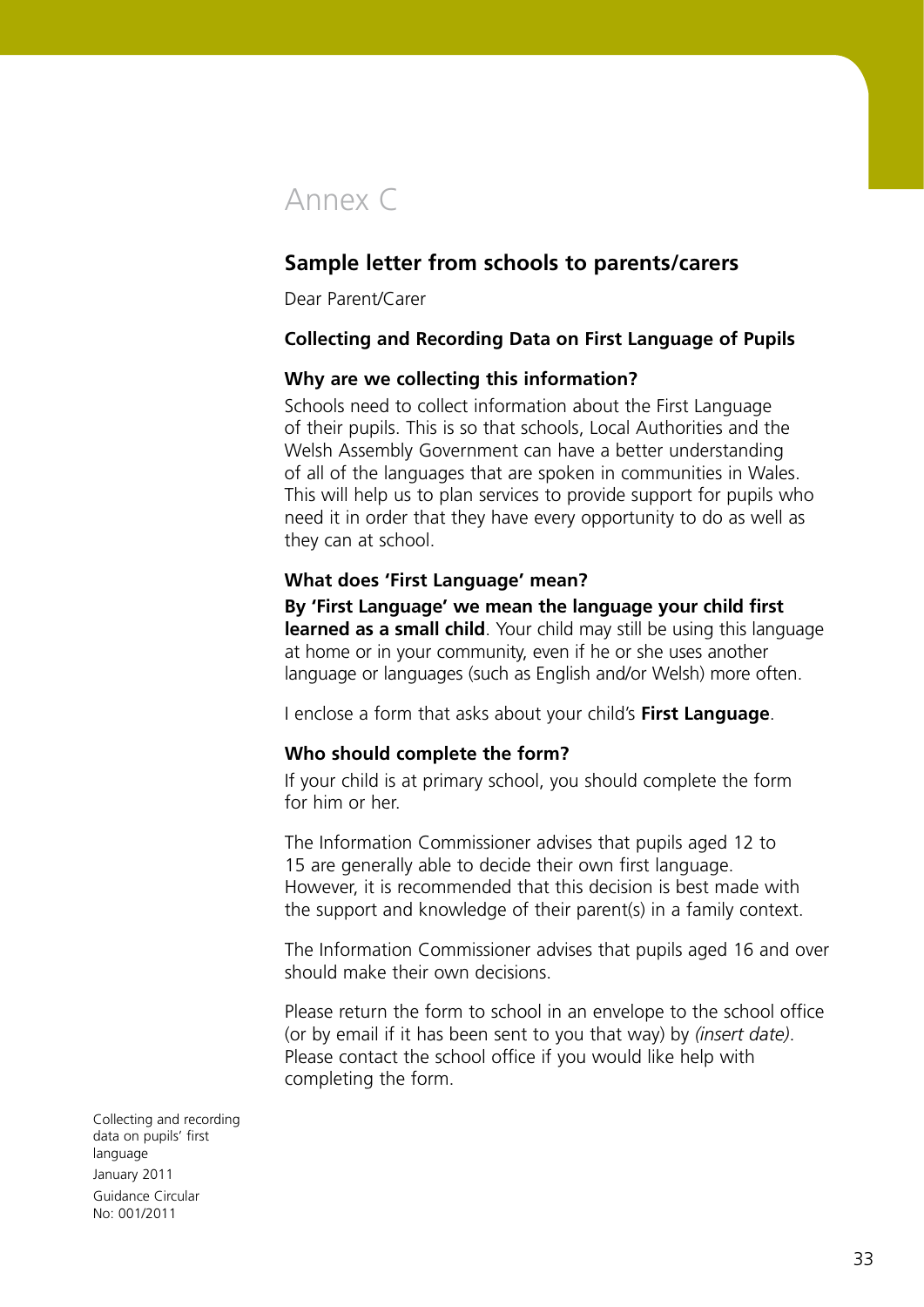# Annex C

## Sample letter from schools to parents/carers

Dear Parent/Carer

**Collecting and Recording Data on First Language of Pupils**

**Why are we collecting this information?**

Schools need to collect information about the First Language of their pupils. This is so that schools, Local Authorities and the Welsh Assembly Government can have a better understanding of all of the languages that are spoken in communities in Wales. This will help us to plan services to provide support for pupils who need it in order that they have every opportunity to do as well as they can at school.

**What does 'First Language' mean?**

**By 'First Language' we mean the language your child first learned as a small child**. Your child may still be using this language at home or in your community, even if he or she uses another language or languages (such as English and/or Welsh) more often.

I enclose a form that asks about your child's **First Language**.

**Who should complete the form?**

If your child is at primary school, you should complete the form for him or her.

The Information Commissioner advises that pupils aged 12 to 15 are generally able to decide their own first language. However, it is recommended that this decision is best made with the support and knowledge of their parent(s) in a family context.

The Information Commissioner advises that pupils aged 16 and over should make their own decisions.

Please return the form to school in an envelope to the school office (or by email if it has been sent to you that way) by *(insert date)*. Please contact the school office if you would like help with completing the form.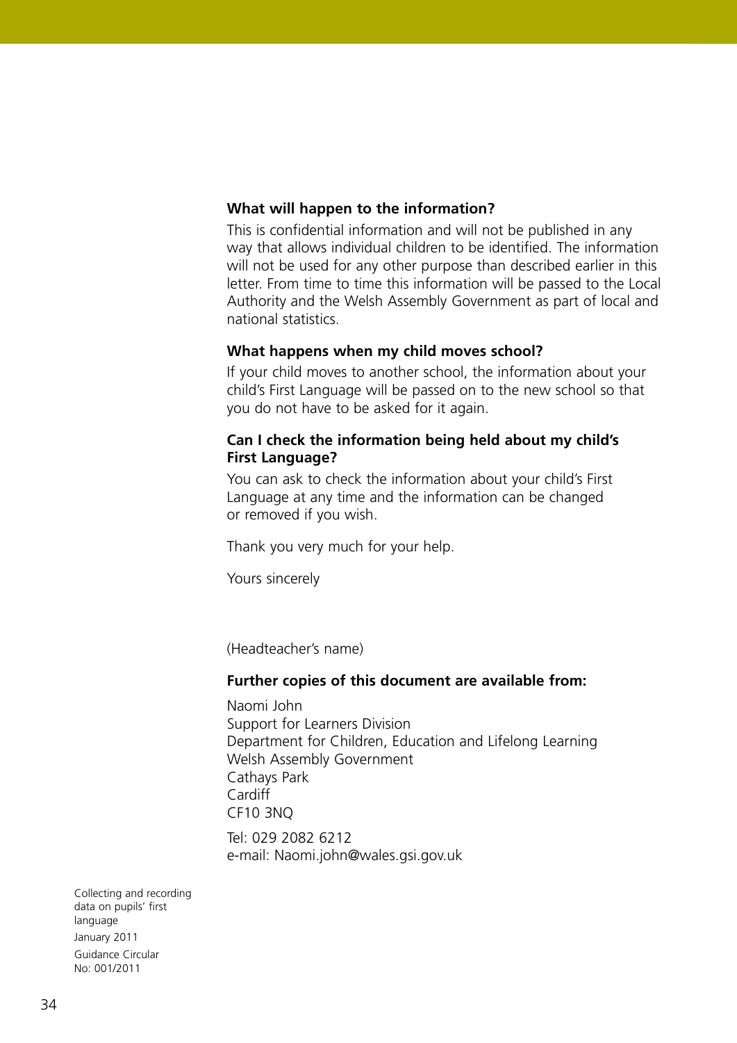**What will happen to the information?**

This is confidential information and will not be published in any way that allows individual children to be identified. The information will not be used for any other purpose than described earlier in this letter. From time to time this information will be passed to the Local Authority and the Welsh Assembly Government as part of local and national statistics.

**What happens when my child moves school?**

If your child moves to another school, the information about your child's First Language will be passed on to the new school so that you do not have to be asked for it again.

**Can I check the information being held about my child's First Language?**

You can ask to check the information about your child's First Language at any time and the information can be changed or removed if you wish.

Thank you very much for your help.

Yours sincerely

(Headteacher's name)

**Further copies of this document are available from:**

Naomi John
Support for Learners Division
Department for Children, Education and Lifelong Learning
Welsh Assembly Government
Cathays Park
Cardiff
CF10 3NQ

Tel: 029 2082 6212
e-mail: Naomi.john@wales.gsi.gov.uk